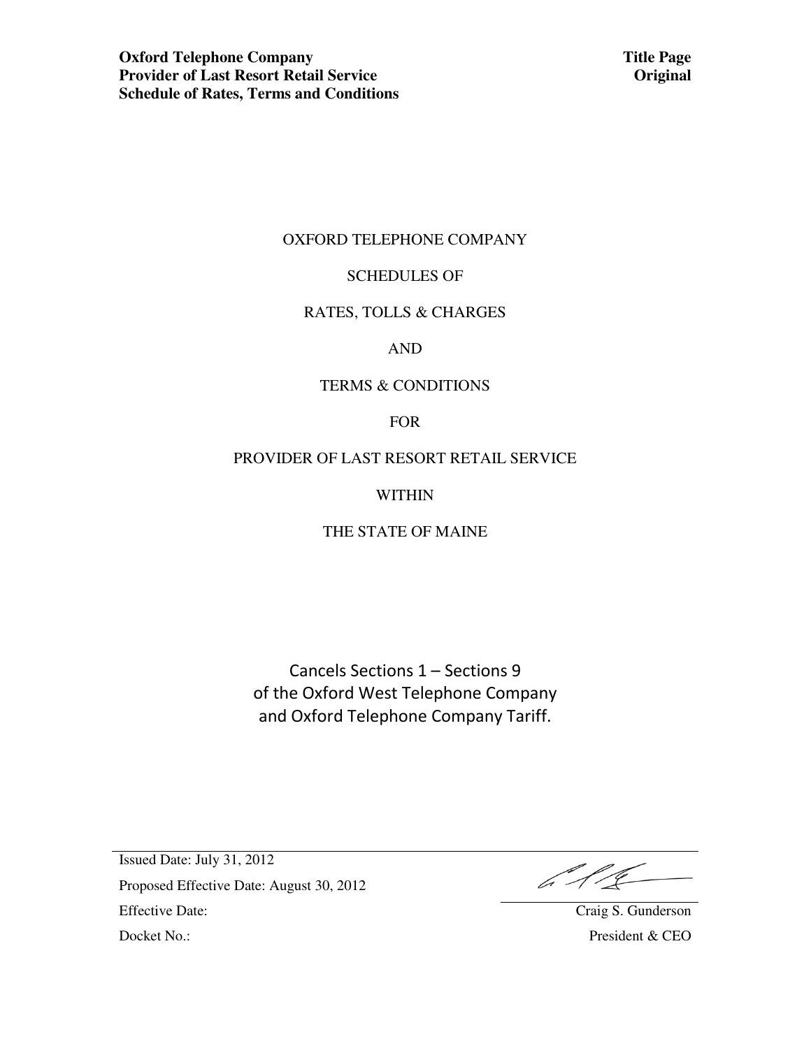**Oxford Telephone Company**
**Provider of Last Resort Retail Service**
**Schedule of Rates, Terms and Conditions**

**Title Page**
**Original**

OXFORD TELEPHONE COMPANY

SCHEDULES OF

RATES, TOLLS & CHARGES

AND

TERMS & CONDITIONS

FOR

PROVIDER OF LAST RESORT RETAIL SERVICE

WITHIN

THE STATE OF MAINE

Cancels Sections 1 – Sections 9
of the Oxford West Telephone Company
and Oxford Telephone Company Tariff.

Issued Date: July 31, 2012

Proposed Effective Date: August 30, 2012

Effective Date:

Docket No.:

Craig S. Gunderson
President & CEO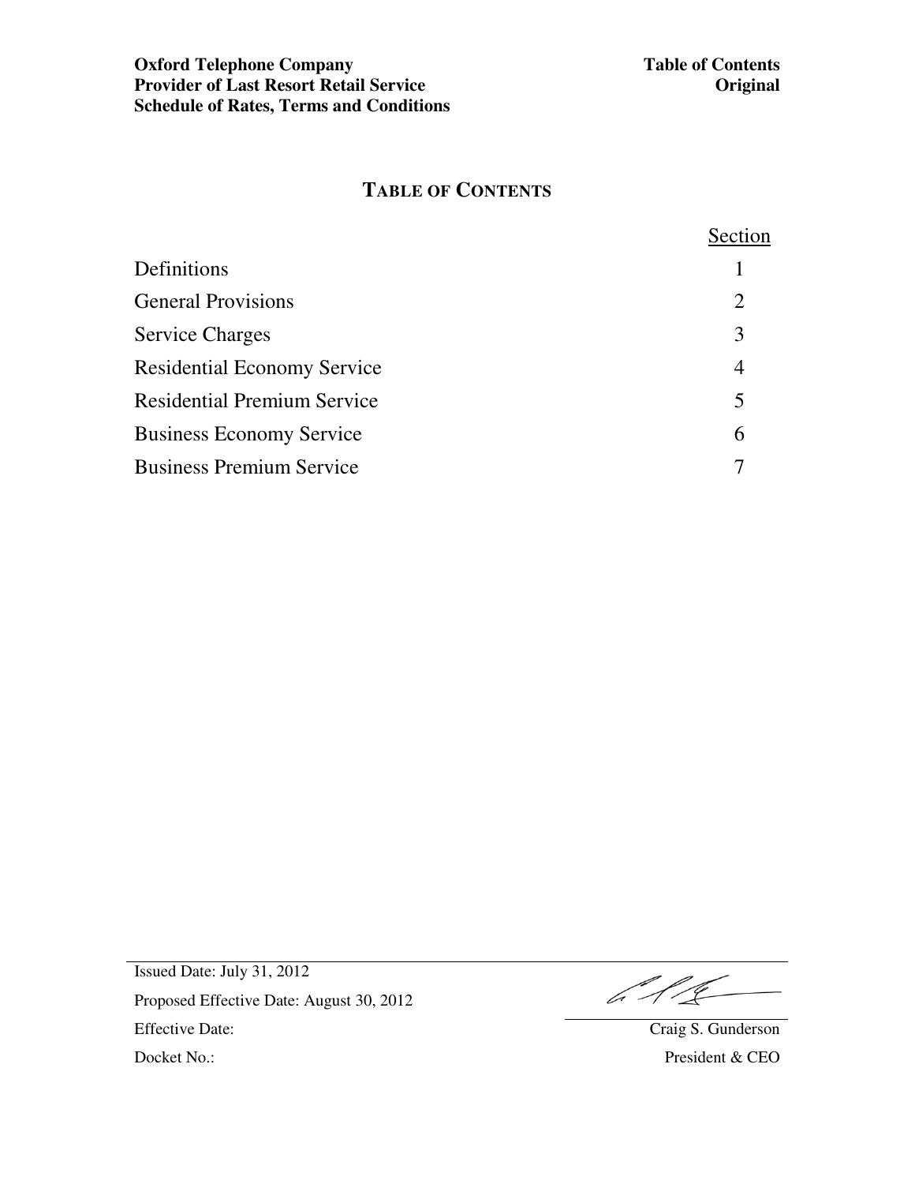# TABLE OF CONTENTS

| | Section |
|---|---|
| Definitions | 1 |
| General Provisions | 2 |
| Service Charges | 3 |
| Residential Economy Service | 4 |
| Residential Premium Service | 5 |
| Business Economy Service | 6 |
| Business Premium Service | 7 |

Issued Date: July 31, 2012

Proposed Effective Date: August 30, 2012

Effective Date:

Docket No.:

Craig S. Gunderson
President & CEO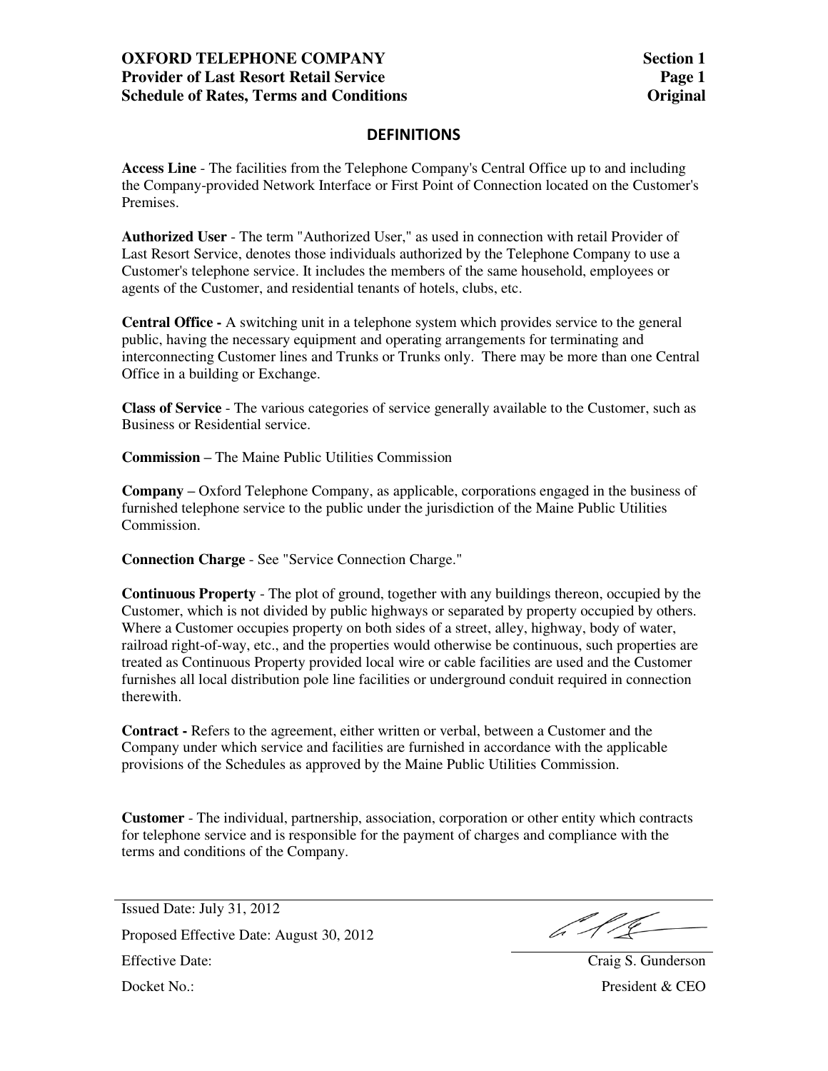## DEFINITIONS

**Access Line** - The facilities from the Telephone Company's Central Office up to and including the Company-provided Network Interface or First Point of Connection located on the Customer's Premises.

**Authorized User** - The term "Authorized User," as used in connection with retail Provider of Last Resort Service, denotes those individuals authorized by the Telephone Company to use a Customer's telephone service. It includes the members of the same household, employees or agents of the Customer, and residential tenants of hotels, clubs, etc.

**Central Office -** A switching unit in a telephone system which provides service to the general public, having the necessary equipment and operating arrangements for terminating and interconnecting Customer lines and Trunks or Trunks only. There may be more than one Central Office in a building or Exchange.

**Class of Service** - The various categories of service generally available to the Customer, such as Business or Residential service.

**Commission** – The Maine Public Utilities Commission

**Company** – Oxford Telephone Company, as applicable, corporations engaged in the business of furnished telephone service to the public under the jurisdiction of the Maine Public Utilities Commission.

**Connection Charge** - See "Service Connection Charge."

**Continuous Property** - The plot of ground, together with any buildings thereon, occupied by the Customer, which is not divided by public highways or separated by property occupied by others. Where a Customer occupies property on both sides of a street, alley, highway, body of water, railroad right-of-way, etc., and the properties would otherwise be continuous, such properties are treated as Continuous Property provided local wire or cable facilities are used and the Customer furnishes all local distribution pole line facilities or underground conduit required in connection therewith.

**Contract -** Refers to the agreement, either written or verbal, between a Customer and the Company under which service and facilities are furnished in accordance with the applicable provisions of the Schedules as approved by the Maine Public Utilities Commission.

**Customer** - The individual, partnership, association, corporation or other entity which contracts for telephone service and is responsible for the payment of charges and compliance with the terms and conditions of the Company.

Issued Date: July 31, 2012

Proposed Effective Date: August 30, 2012

Effective Date:

Docket No.:

Craig S. Gunderson
President & CEO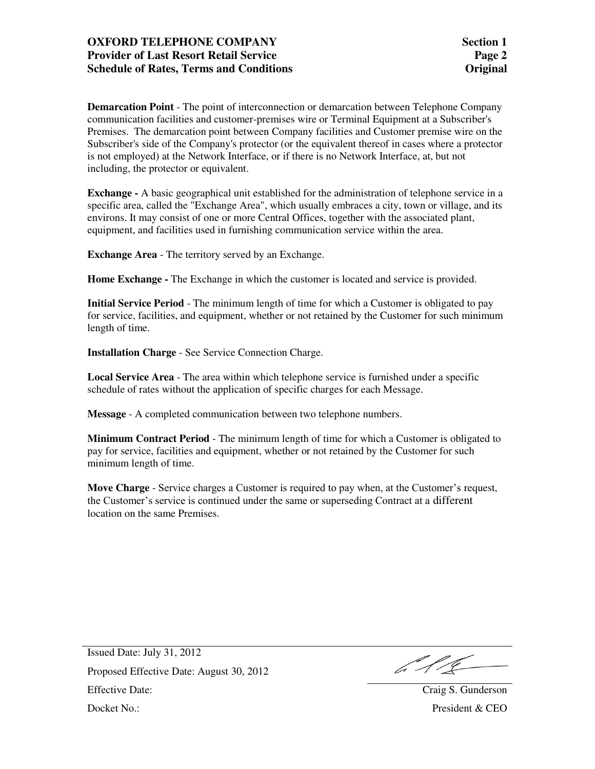**Demarcation Point** - The point of interconnection or demarcation between Telephone Company communication facilities and customer-premises wire or Terminal Equipment at a Subscriber's Premises. The demarcation point between Company facilities and Customer premise wire on the Subscriber's side of the Company's protector (or the equivalent thereof in cases where a protector is not employed) at the Network Interface, or if there is no Network Interface, at, but not including, the protector or equivalent.

**Exchange -** A basic geographical unit established for the administration of telephone service in a specific area, called the "Exchange Area", which usually embraces a city, town or village, and its environs. It may consist of one or more Central Offices, together with the associated plant, equipment, and facilities used in furnishing communication service within the area.

**Exchange Area** - The territory served by an Exchange.

**Home Exchange -** The Exchange in which the customer is located and service is provided.

**Initial Service Period** - The minimum length of time for which a Customer is obligated to pay for service, facilities, and equipment, whether or not retained by the Customer for such minimum length of time.

**Installation Charge** - See Service Connection Charge.

**Local Service Area** - The area within which telephone service is furnished under a specific schedule of rates without the application of specific charges for each Message.

**Message** - A completed communication between two telephone numbers.

**Minimum Contract Period** - The minimum length of time for which a Customer is obligated to pay for service, facilities and equipment, whether or not retained by the Customer for such minimum length of time.

**Move Charge** - Service charges a Customer is required to pay when, at the Customer's request, the Customer's service is continued under the same or superseding Contract at a different location on the same Premises.

Issued Date: July 31, 2012

Proposed Effective Date: August 30, 2012

Effective Date:

Docket No.:

Craig S. Gunderson
President & CEO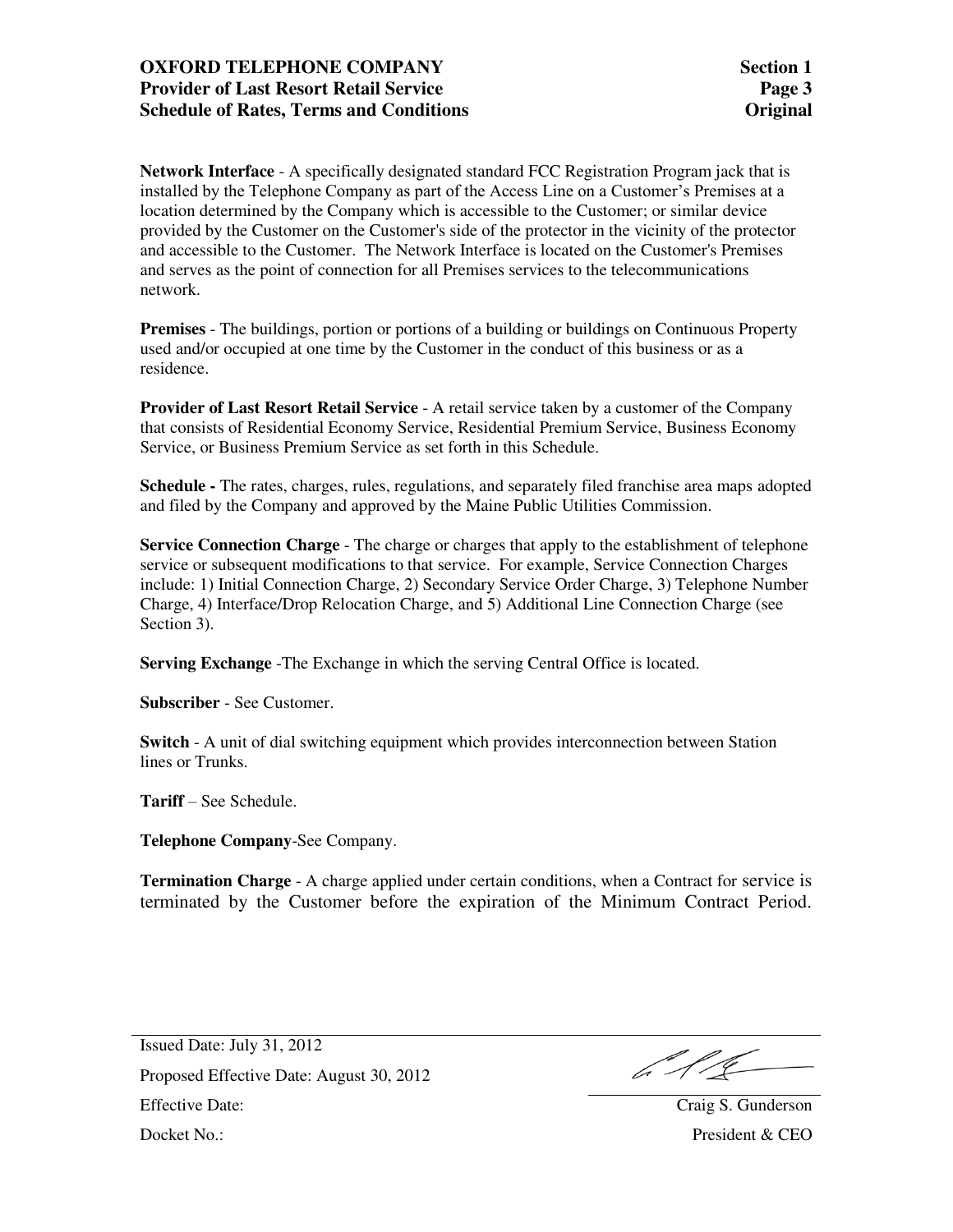**Network Interface** - A specifically designated standard FCC Registration Program jack that is installed by the Telephone Company as part of the Access Line on a Customer's Premises at a location determined by the Company which is accessible to the Customer; or similar device provided by the Customer on the Customer's side of the protector in the vicinity of the protector and accessible to the Customer. The Network Interface is located on the Customer's Premises and serves as the point of connection for all Premises services to the telecommunications network.

**Premises** - The buildings, portion or portions of a building or buildings on Continuous Property used and/or occupied at one time by the Customer in the conduct of this business or as a residence.

**Provider of Last Resort Retail Service** - A retail service taken by a customer of the Company that consists of Residential Economy Service, Residential Premium Service, Business Economy Service, or Business Premium Service as set forth in this Schedule.

**Schedule -** The rates, charges, rules, regulations, and separately filed franchise area maps adopted and filed by the Company and approved by the Maine Public Utilities Commission.

**Service Connection Charge** - The charge or charges that apply to the establishment of telephone service or subsequent modifications to that service. For example, Service Connection Charges include: 1) Initial Connection Charge, 2) Secondary Service Order Charge, 3) Telephone Number Charge, 4) Interface/Drop Relocation Charge, and 5) Additional Line Connection Charge (see Section 3).

**Serving Exchange** -The Exchange in which the serving Central Office is located.

**Subscriber** - See Customer.

**Switch** - A unit of dial switching equipment which provides interconnection between Station lines or Trunks.

**Tariff** – See Schedule.

**Telephone Company**-See Company.

**Termination Charge** - A charge applied under certain conditions, when a Contract for service is terminated by the Customer before the expiration of the Minimum Contract Period.

Issued Date: July 31, 2012

Proposed Effective Date: August 30, 2012

Effective Date:

Docket No.:

Craig S. Gunderson
President & CEO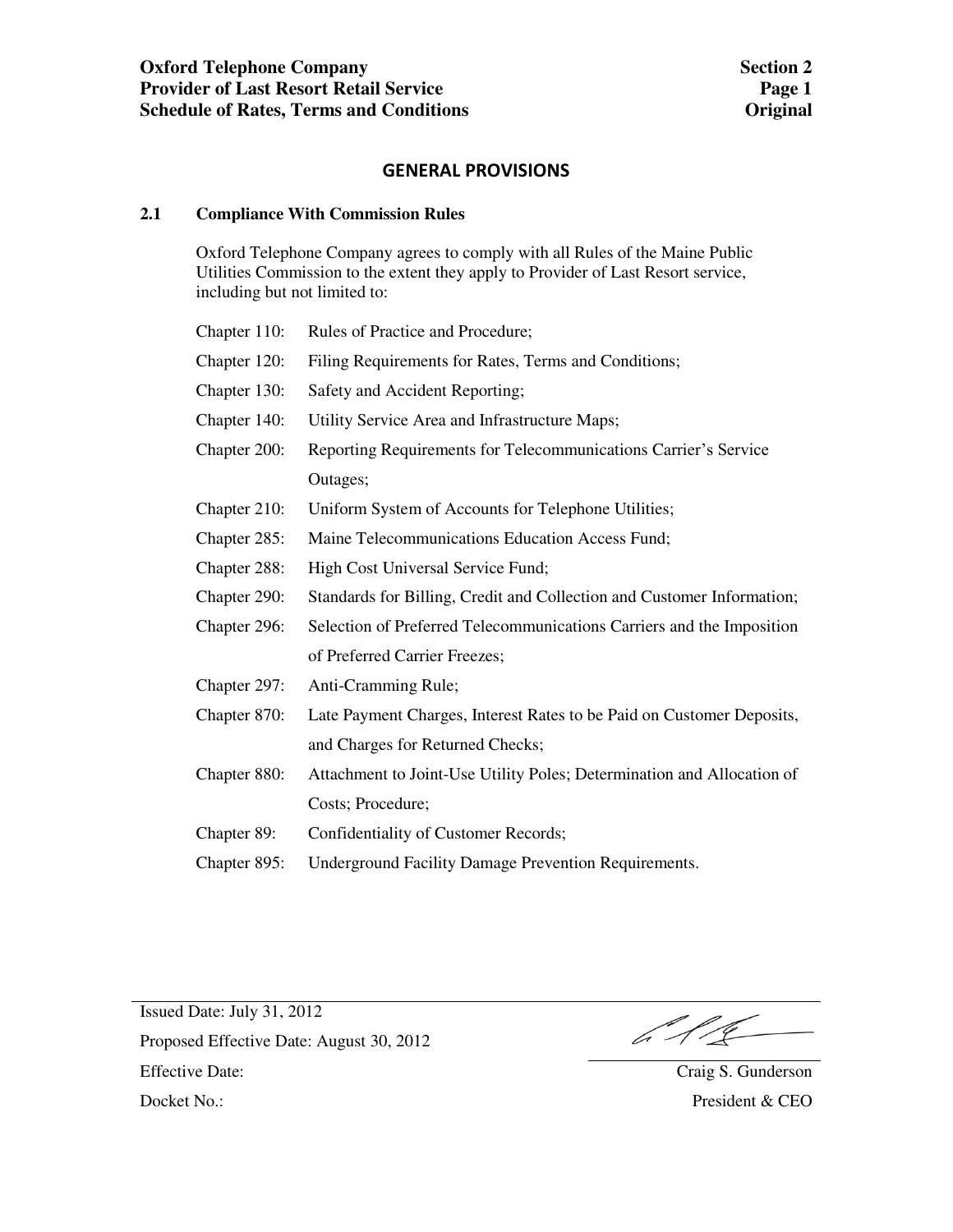## GENERAL PROVISIONS

### 2.1 Compliance With Commission Rules

Oxford Telephone Company agrees to comply with all Rules of the Maine Public Utilities Commission to the extent they apply to Provider of Last Resort service, including but not limited to:

| | |
|---|---|
| Chapter 110: | Rules of Practice and Procedure; |
| Chapter 120: | Filing Requirements for Rates, Terms and Conditions; |
| Chapter 130: | Safety and Accident Reporting; |
| Chapter 140: | Utility Service Area and Infrastructure Maps; |
| Chapter 200: | Reporting Requirements for Telecommunications Carrier's Service Outages; |
| Chapter 210: | Uniform System of Accounts for Telephone Utilities; |
| Chapter 285: | Maine Telecommunications Education Access Fund; |
| Chapter 288: | High Cost Universal Service Fund; |
| Chapter 290: | Standards for Billing, Credit and Collection and Customer Information; |
| Chapter 296: | Selection of Preferred Telecommunications Carriers and the Imposition of Preferred Carrier Freezes; |
| Chapter 297: | Anti-Cramming Rule; |
| Chapter 870: | Late Payment Charges, Interest Rates to be Paid on Customer Deposits, and Charges for Returned Checks; |
| Chapter 880: | Attachment to Joint-Use Utility Poles; Determination and Allocation of Costs; Procedure; |
| Chapter 89: | Confidentiality of Customer Records; |
| Chapter 895: | Underground Facility Damage Prevention Requirements. |

Issued Date: July 31, 2012

Proposed Effective Date: August 30, 2012

Effective Date:

Docket No.:

Craig S. Gunderson

President & CEO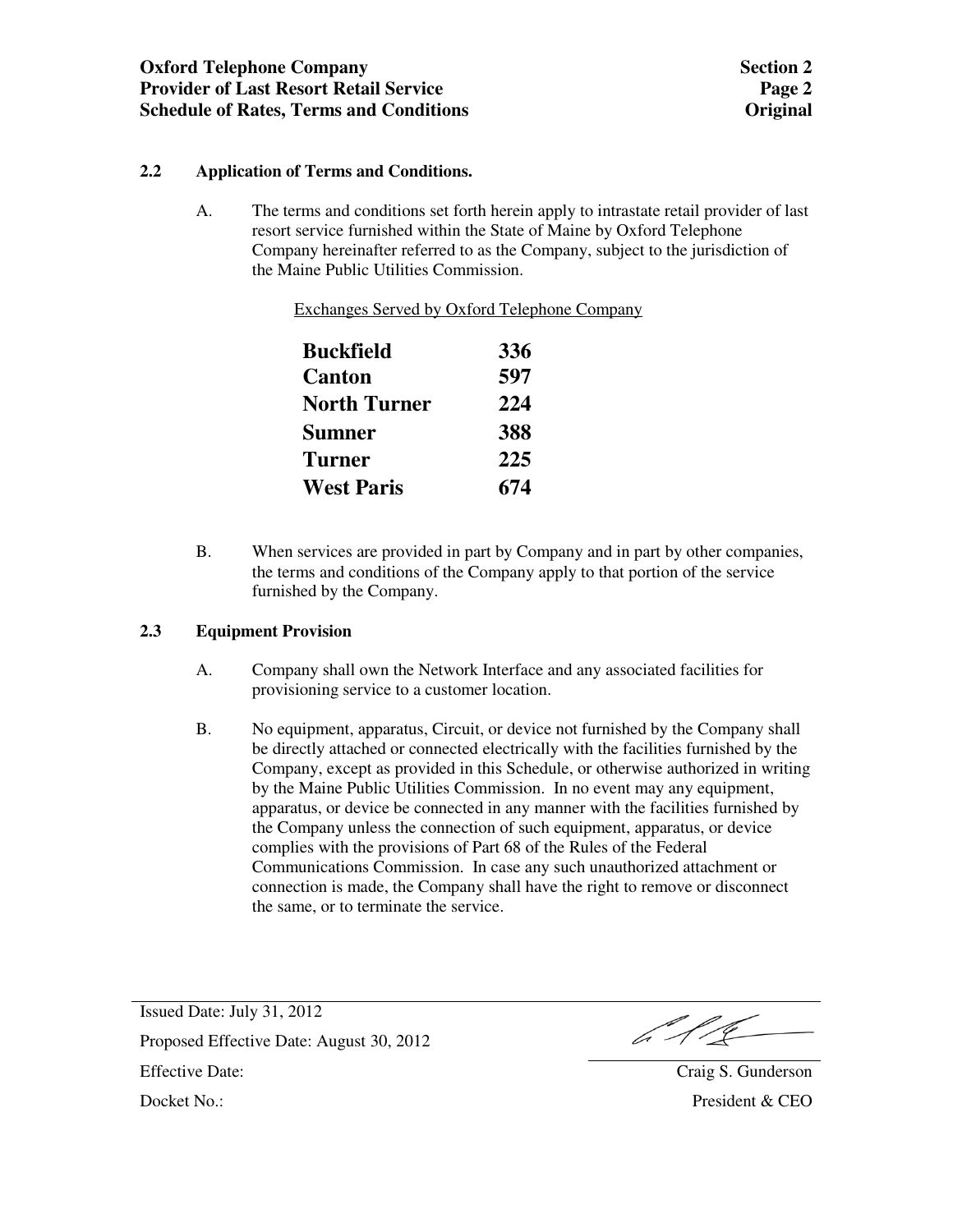## 2.2 Application of Terms and Conditions.

A. The terms and conditions set forth herein apply to intrastate retail provider of last resort service furnished within the State of Maine by Oxford Telephone Company hereinafter referred to as the Company, subject to the jurisdiction of the Maine Public Utilities Commission.

Exchanges Served by Oxford Telephone Company

| | |
|---|---|
| **Buckfield** | **336** |
| **Canton** | **597** |
| **North Turner** | **224** |
| **Sumner** | **388** |
| **Turner** | **225** |
| **West Paris** | **674** |

B. When services are provided in part by Company and in part by other companies, the terms and conditions of the Company apply to that portion of the service furnished by the Company.

## 2.3 Equipment Provision

A. Company shall own the Network Interface and any associated facilities for provisioning service to a customer location.

B. No equipment, apparatus, Circuit, or device not furnished by the Company shall be directly attached or connected electrically with the facilities furnished by the Company, except as provided in this Schedule, or otherwise authorized in writing by the Maine Public Utilities Commission. In no event may any equipment, apparatus, or device be connected in any manner with the facilities furnished by the Company unless the connection of such equipment, apparatus, or device complies with the provisions of Part 68 of the Rules of the Federal Communications Commission. In case any such unauthorized attachment or connection is made, the Company shall have the right to remove or disconnect the same, or to terminate the service.

Issued Date: July 31, 2012

Proposed Effective Date: August 30, 2012

Effective Date:

Docket No.:

Craig S. Gunderson
President & CEO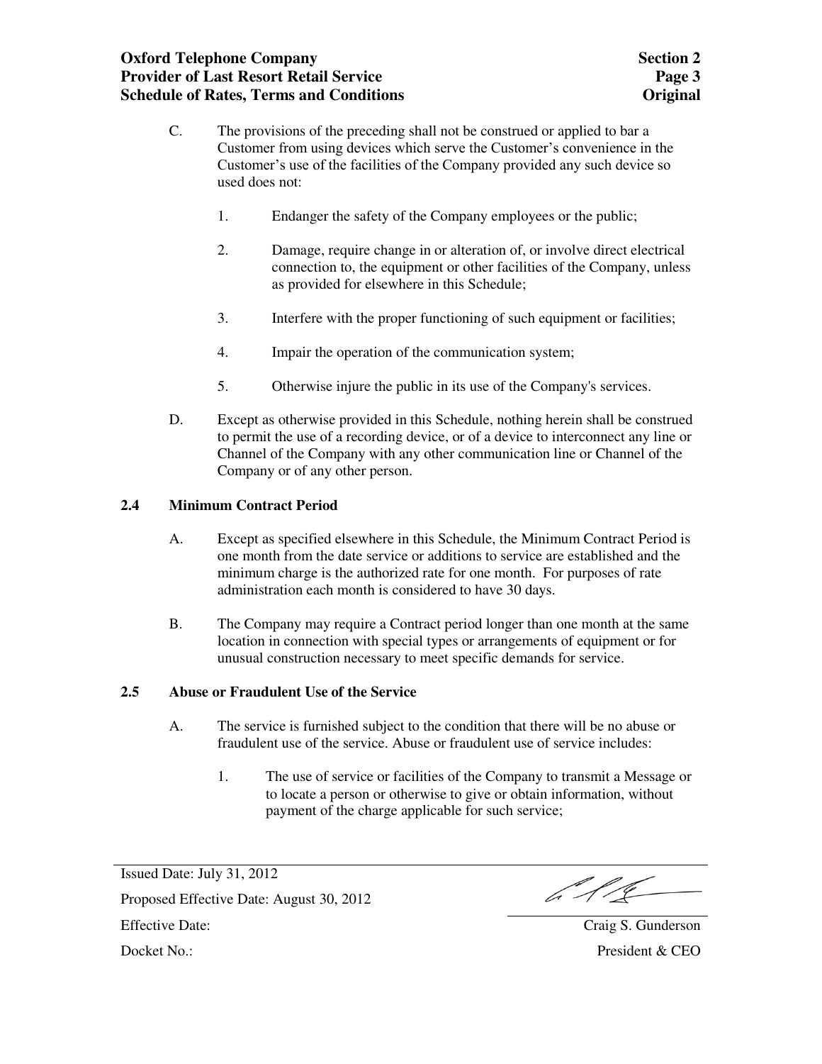C. The provisions of the preceding shall not be construed or applied to bar a Customer from using devices which serve the Customer's convenience in the Customer's use of the facilities of the Company provided any such device so used does not:

   1. Endanger the safety of the Company employees or the public;

   2. Damage, require change in or alteration of, or involve direct electrical connection to, the equipment or other facilities of the Company, unless as provided for elsewhere in this Schedule;

   3. Interfere with the proper functioning of such equipment or facilities;

   4. Impair the operation of the communication system;

   5. Otherwise injure the public in its use of the Company's services.

D. Except as otherwise provided in this Schedule, nothing herein shall be construed to permit the use of a recording device, or of a device to interconnect any line or Channel of the Company with any other communication line or Channel of the Company or of any other person.

### 2.4 Minimum Contract Period

A. Except as specified elsewhere in this Schedule, the Minimum Contract Period is one month from the date service or additions to service are established and the minimum charge is the authorized rate for one month. For purposes of rate administration each month is considered to have 30 days.

B. The Company may require a Contract period longer than one month at the same location in connection with special types or arrangements of equipment or for unusual construction necessary to meet specific demands for service.

### 2.5 Abuse or Fraudulent Use of the Service

A. The service is furnished subject to the condition that there will be no abuse or fraudulent use of the service. Abuse or fraudulent use of service includes:

   1. The use of service or facilities of the Company to transmit a Message or to locate a person or otherwise to give or obtain information, without payment of the charge applicable for such service;

Issued Date: July 31, 2012
Proposed Effective Date: August 30, 2012
Effective Date:
Docket No.:

Craig S. Gunderson
President & CEO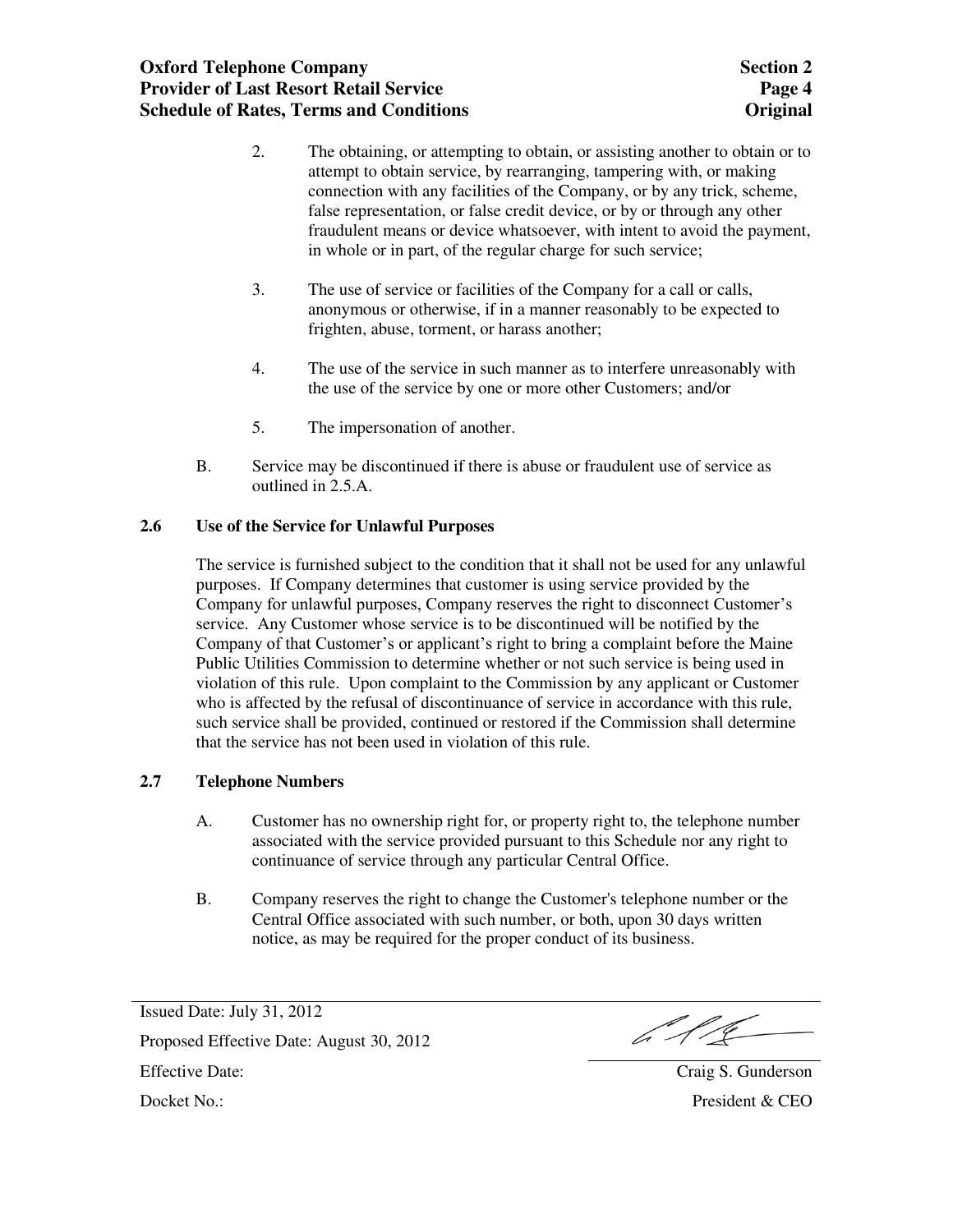2. The obtaining, or attempting to obtain, or assisting another to obtain or to attempt to obtain service, by rearranging, tampering with, or making connection with any facilities of the Company, or by any trick, scheme, false representation, or false credit device, or by or through any other fraudulent means or device whatsoever, with intent to avoid the payment, in whole or in part, of the regular charge for such service;

3. The use of service or facilities of the Company for a call or calls, anonymous or otherwise, if in a manner reasonably to be expected to frighten, abuse, torment, or harass another;

4. The use of the service in such manner as to interfere unreasonably with the use of the service by one or more other Customers; and/or

5. The impersonation of another.

B. Service may be discontinued if there is abuse or fraudulent use of service as outlined in 2.5.A.

## 2.6 Use of the Service for Unlawful Purposes

The service is furnished subject to the condition that it shall not be used for any unlawful purposes. If Company determines that customer is using service provided by the Company for unlawful purposes, Company reserves the right to disconnect Customer's service. Any Customer whose service is to be discontinued will be notified by the Company of that Customer's or applicant's right to bring a complaint before the Maine Public Utilities Commission to determine whether or not such service is being used in violation of this rule. Upon complaint to the Commission by any applicant or Customer who is affected by the refusal of discontinuance of service in accordance with this rule, such service shall be provided, continued or restored if the Commission shall determine that the service has not been used in violation of this rule.

## 2.7 Telephone Numbers

A. Customer has no ownership right for, or property right to, the telephone number associated with the service provided pursuant to this Schedule nor any right to continuance of service through any particular Central Office.

B. Company reserves the right to change the Customer's telephone number or the Central Office associated with such number, or both, upon 30 days written notice, as may be required for the proper conduct of its business.

Issued Date: July 31, 2012
Proposed Effective Date: August 30, 2012
Effective Date:
Docket No.:

Craig S. Gunderson
President & CEO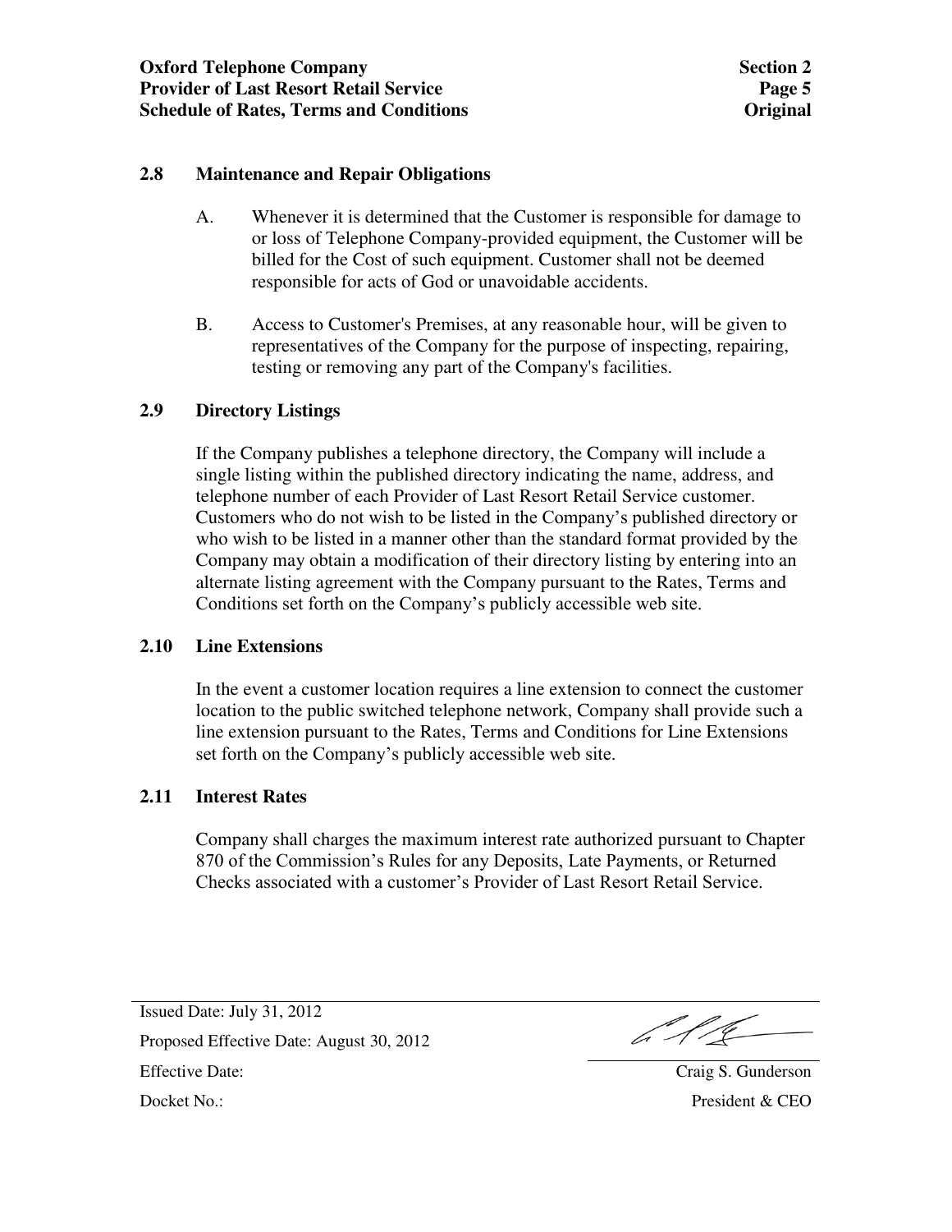## 2.8 Maintenance and Repair Obligations

A. Whenever it is determined that the Customer is responsible for damage to or loss of Telephone Company-provided equipment, the Customer will be billed for the Cost of such equipment. Customer shall not be deemed responsible for acts of God or unavoidable accidents.

B. Access to Customer's Premises, at any reasonable hour, will be given to representatives of the Company for the purpose of inspecting, repairing, testing or removing any part of the Company's facilities.

## 2.9 Directory Listings

If the Company publishes a telephone directory, the Company will include a single listing within the published directory indicating the name, address, and telephone number of each Provider of Last Resort Retail Service customer. Customers who do not wish to be listed in the Company's published directory or who wish to be listed in a manner other than the standard format provided by the Company may obtain a modification of their directory listing by entering into an alternate listing agreement with the Company pursuant to the Rates, Terms and Conditions set forth on the Company's publicly accessible web site.

## 2.10 Line Extensions

In the event a customer location requires a line extension to connect the customer location to the public switched telephone network, Company shall provide such a line extension pursuant to the Rates, Terms and Conditions for Line Extensions set forth on the Company's publicly accessible web site.

## 2.11 Interest Rates

Company shall charges the maximum interest rate authorized pursuant to Chapter 870 of the Commission's Rules for any Deposits, Late Payments, or Returned Checks associated with a customer's Provider of Last Resort Retail Service.

Issued Date: July 31, 2012

Proposed Effective Date: August 30, 2012

Effective Date:

Docket No.:

Craig S. Gunderson

President & CEO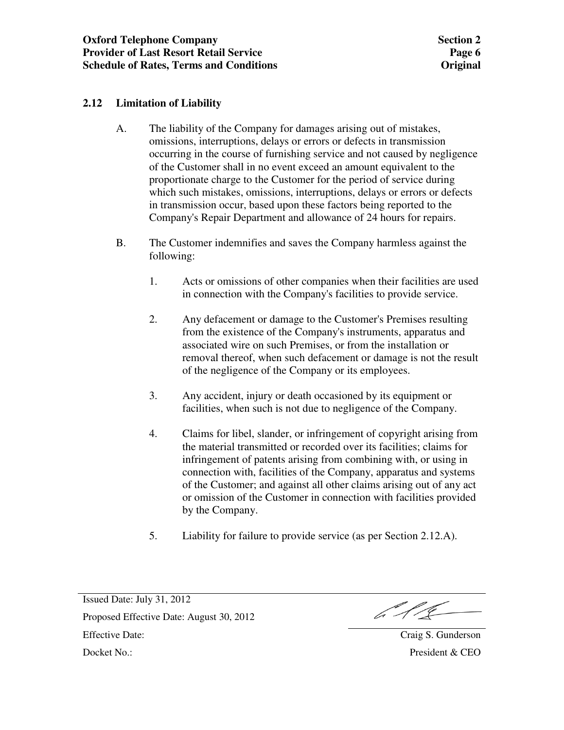## 2.12 Limitation of Liability

A. The liability of the Company for damages arising out of mistakes, omissions, interruptions, delays or errors or defects in transmission occurring in the course of furnishing service and not caused by negligence of the Customer shall in no event exceed an amount equivalent to the proportionate charge to the Customer for the period of service during which such mistakes, omissions, interruptions, delays or errors or defects in transmission occur, based upon these factors being reported to the Company's Repair Department and allowance of 24 hours for repairs.

B. The Customer indemnifies and saves the Company harmless against the following:

1. Acts or omissions of other companies when their facilities are used in connection with the Company's facilities to provide service.

2. Any defacement or damage to the Customer's Premises resulting from the existence of the Company's instruments, apparatus and associated wire on such Premises, or from the installation or removal thereof, when such defacement or damage is not the result of the negligence of the Company or its employees.

3. Any accident, injury or death occasioned by its equipment or facilities, when such is not due to negligence of the Company.

4. Claims for libel, slander, or infringement of copyright arising from the material transmitted or recorded over its facilities; claims for infringement of patents arising from combining with, or using in connection with, facilities of the Company, apparatus and systems of the Customer; and against all other claims arising out of any act or omission of the Customer in connection with facilities provided by the Company.

5. Liability for failure to provide service (as per Section 2.12.A).

Issued Date: July 31, 2012
Proposed Effective Date: August 30, 2012
Effective Date:
Docket No.:

Craig S. Gunderson
President & CEO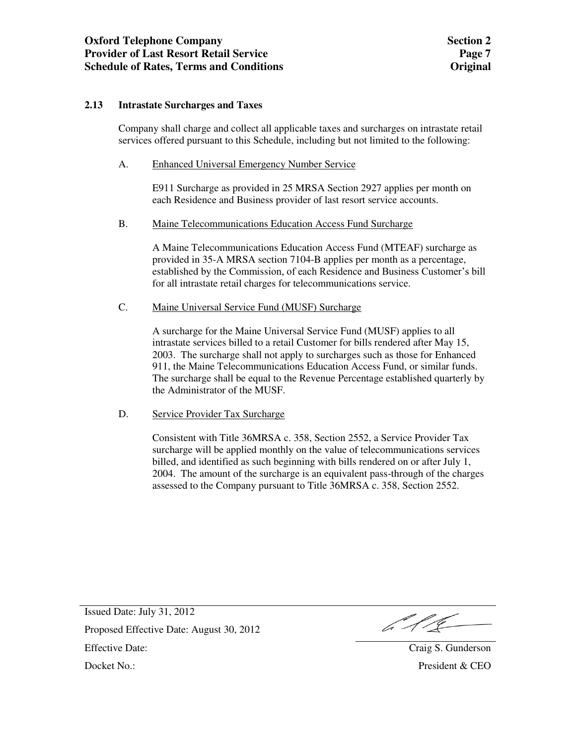## 2.13 Intrastate Surcharges and Taxes

Company shall charge and collect all applicable taxes and surcharges on intrastate retail services offered pursuant to this Schedule, including but not limited to the following:

A. Enhanced Universal Emergency Number Service

E911 Surcharge as provided in 25 MRSA Section 2927 applies per month on each Residence and Business provider of last resort service accounts.

B. Maine Telecommunications Education Access Fund Surcharge

A Maine Telecommunications Education Access Fund (MTEAF) surcharge as provided in 35-A MRSA section 7104-B applies per month as a percentage, established by the Commission, of each Residence and Business Customer's bill for all intrastate retail charges for telecommunications service.

C. Maine Universal Service Fund (MUSF) Surcharge

A surcharge for the Maine Universal Service Fund (MUSF) applies to all intrastate services billed to a retail Customer for bills rendered after May 15, 2003. The surcharge shall not apply to surcharges such as those for Enhanced 911, the Maine Telecommunications Education Access Fund, or similar funds. The surcharge shall be equal to the Revenue Percentage established quarterly by the Administrator of the MUSF.

D. Service Provider Tax Surcharge

Consistent with Title 36MRSA c. 358, Section 2552, a Service Provider Tax surcharge will be applied monthly on the value of telecommunications services billed, and identified as such beginning with bills rendered on or after July 1, 2004. The amount of the surcharge is an equivalent pass-through of the charges assessed to the Company pursuant to Title 36MRSA c. 358, Section 2552.

Issued Date: July 31, 2012

Proposed Effective Date: August 30, 2012

Effective Date:

Docket No.:

Craig S. Gunderson
President & CEO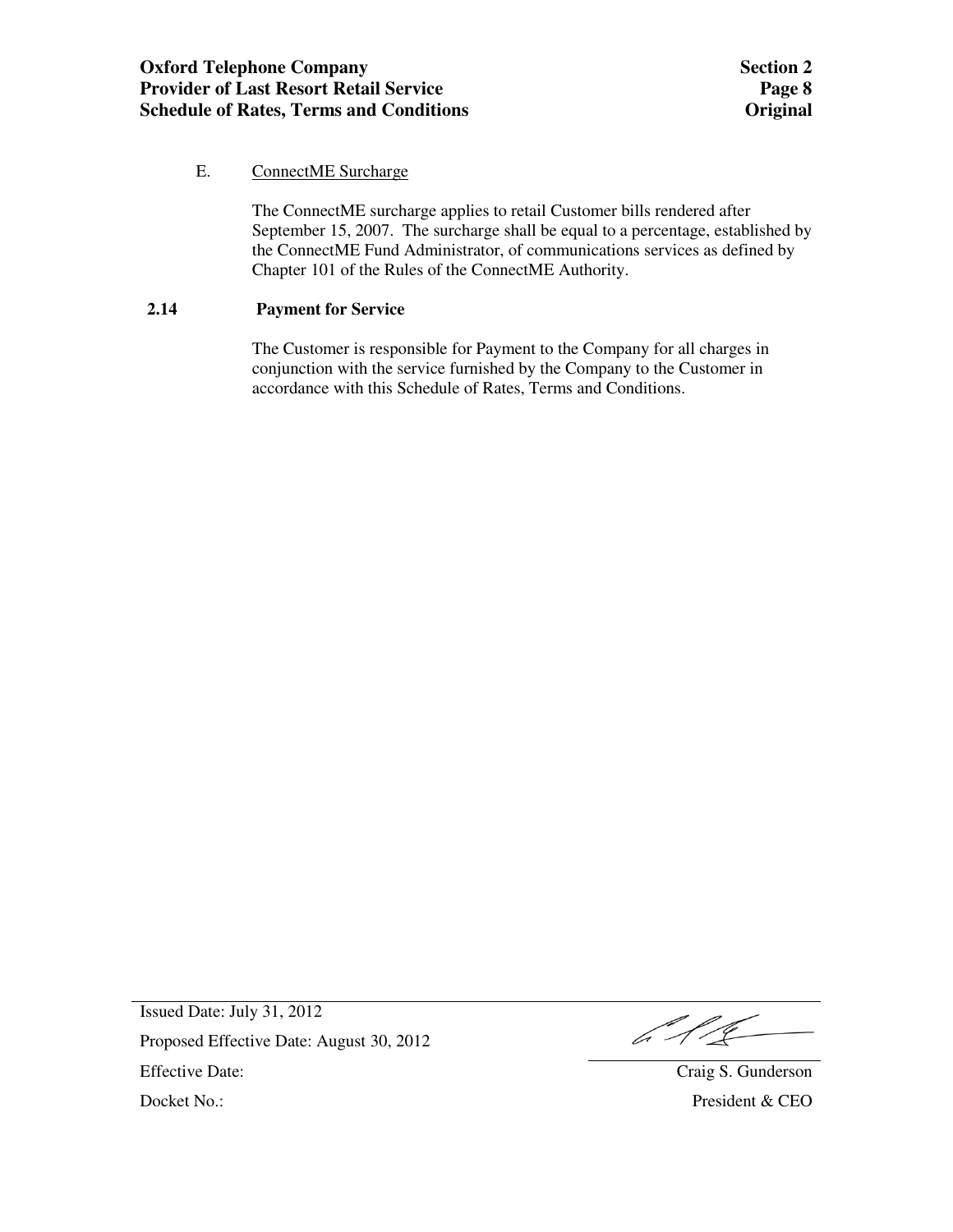E. <u>ConnectME Surcharge</u>

The ConnectME surcharge applies to retail Customer bills rendered after September 15, 2007. The surcharge shall be equal to a percentage, established by the ConnectME Fund Administrator, of communications services as defined by Chapter 101 of the Rules of the ConnectME Authority.

## 2.14 Payment for Service

The Customer is responsible for Payment to the Company for all charges in conjunction with the service furnished by the Company to the Customer in accordance with this Schedule of Rates, Terms and Conditions.

Issued Date: July 31, 2012

Proposed Effective Date: August 30, 2012

Effective Date:

Docket No.:

Craig S. Gunderson

President & CEO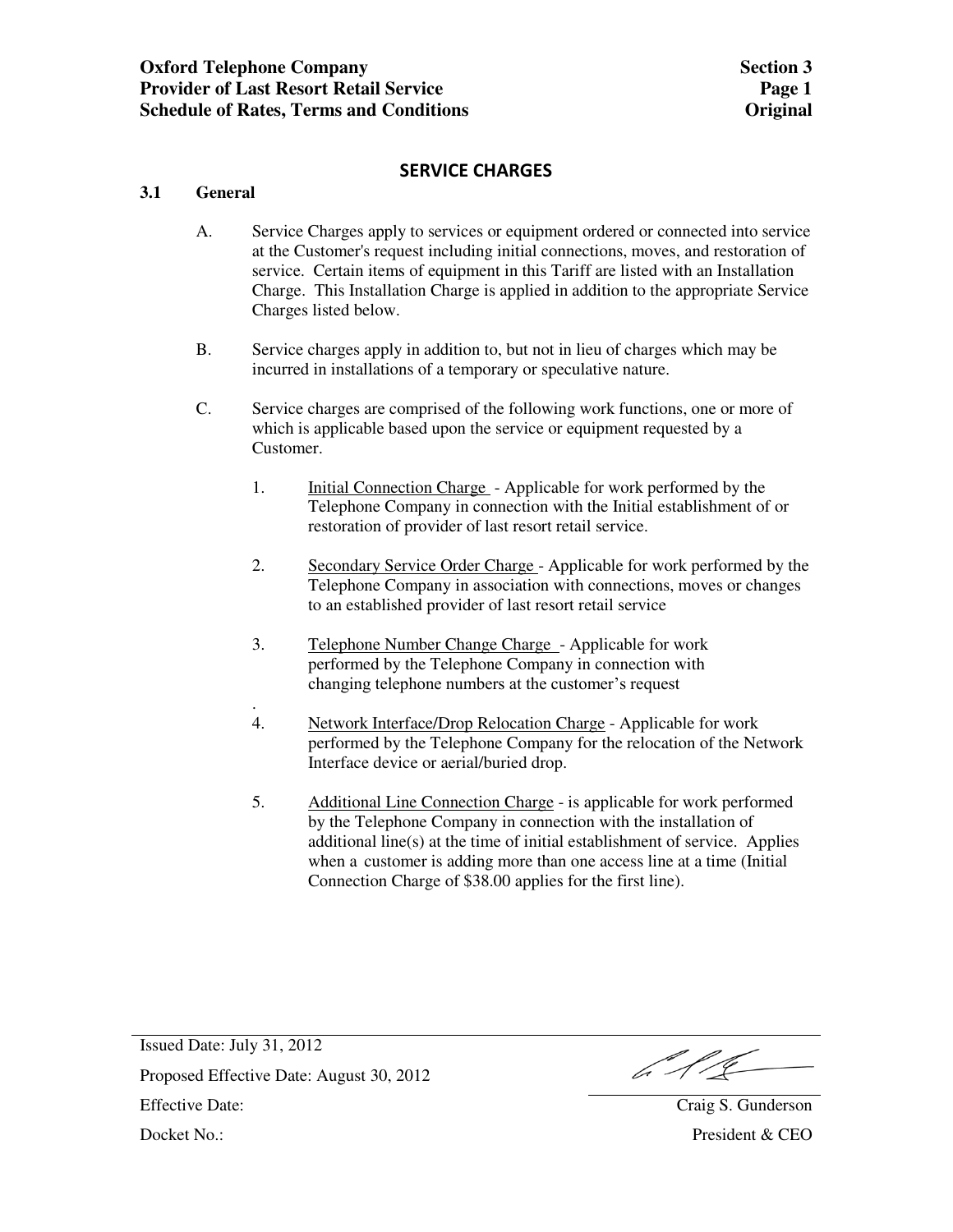## SERVICE CHARGES

### 3.1 General

A. Service Charges apply to services or equipment ordered or connected into service at the Customer's request including initial connections, moves, and restoration of service. Certain items of equipment in this Tariff are listed with an Installation Charge. This Installation Charge is applied in addition to the appropriate Service Charges listed below.

B. Service charges apply in addition to, but not in lieu of charges which may be incurred in installations of a temporary or speculative nature.

C. Service charges are comprised of the following work functions, one or more of which is applicable based upon the service or equipment requested by a Customer.

1. Initial Connection Charge - Applicable for work performed by the Telephone Company in connection with the Initial establishment of or restoration of provider of last resort retail service.

2. Secondary Service Order Charge - Applicable for work performed by the Telephone Company in association with connections, moves or changes to an established provider of last resort retail service

3. Telephone Number Change Charge - Applicable for work performed by the Telephone Company in connection with changing telephone numbers at the customer's request

4. Network Interface/Drop Relocation Charge - Applicable for work performed by the Telephone Company for the relocation of the Network Interface device or aerial/buried drop.

5. Additional Line Connection Charge - is applicable for work performed by the Telephone Company in connection with the installation of additional line(s) at the time of initial establishment of service. Applies when a customer is adding more than one access line at a time (Initial Connection Charge of $38.00 applies for the first line).

Issued Date: July 31, 2012

Proposed Effective Date: August 30, 2012

Effective Date:

Docket No.:

Craig S. Gunderson
President & CEO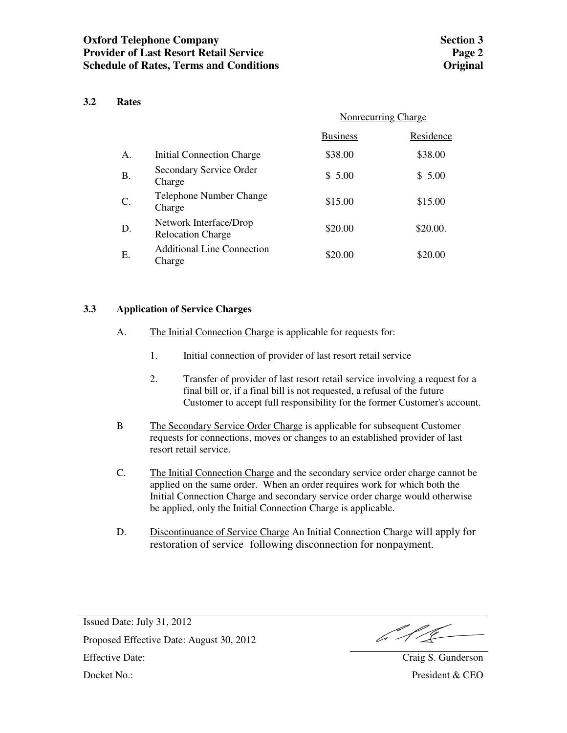### 3.2 Rates

| | | Nonrecurring Charge | |
|---|---|---|---|
| | | Business | Residence |
| A. | Initial Connection Charge | $38.00 | $38.00 |
| B. | Secondary Service Order Charge | $ 5.00 | $ 5.00 |
| C. | Telephone Number Change Charge | $15.00 | $15.00 |
| D. | Network Interface/Drop Relocation Charge | $20.00 | $20.00. |
| E. | Additional Line Connection Charge | $20.00 | $20.00 |

### 3.3 Application of Service Charges

A. The Initial Connection Charge is applicable for requests for:

1. Initial connection of provider of last resort retail service

2. Transfer of provider of last resort retail service involving a request for a final bill or, if a final bill is not requested, a refusal of the future Customer to accept full responsibility for the former Customer's account.

B The Secondary Service Order Charge is applicable for subsequent Customer requests for connections, moves or changes to an established provider of last resort retail service.

C. The Initial Connection Charge and the secondary service order charge cannot be applied on the same order. When an order requires work for which both the Initial Connection Charge and secondary service order charge would otherwise be applied, only the Initial Connection Charge is applicable.

D. Discontinuance of Service Charge An Initial Connection Charge will apply for restoration of service following disconnection for nonpayment.

Issued Date: July 31, 2012

Proposed Effective Date: August 30, 2012

Effective Date:

Docket No.:

Craig S. Gunderson
President & CEO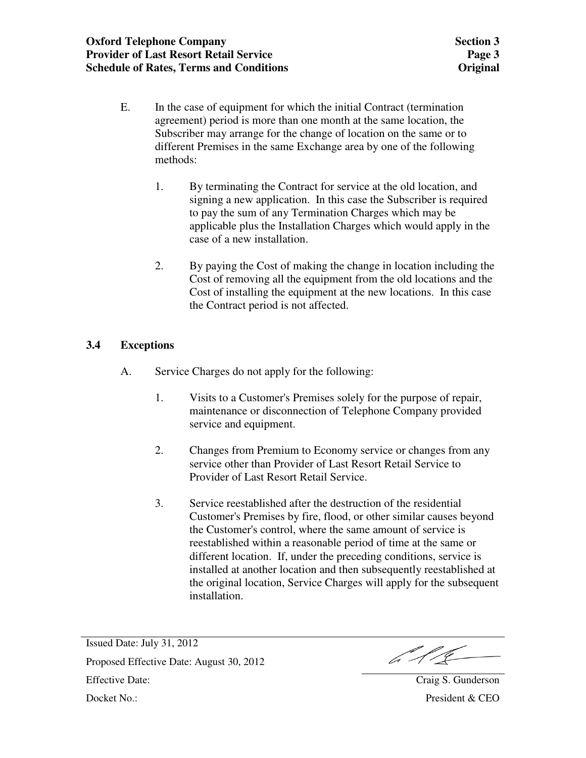E. In the case of equipment for which the initial Contract (termination agreement) period is more than one month at the same location, the Subscriber may arrange for the change of location on the same or to different Premises in the same Exchange area by one of the following methods:

   1. By terminating the Contract for service at the old location, and signing a new application. In this case the Subscriber is required to pay the sum of any Termination Charges which may be applicable plus the Installation Charges which would apply in the case of a new installation.

   2. By paying the Cost of making the change in location including the Cost of removing all the equipment from the old locations and the Cost of installing the equipment at the new locations. In this case the Contract period is not affected.

## 3.4 Exceptions

A. Service Charges do not apply for the following:

   1. Visits to a Customer's Premises solely for the purpose of repair, maintenance or disconnection of Telephone Company provided service and equipment.

   2. Changes from Premium to Economy service or changes from any service other than Provider of Last Resort Retail Service to Provider of Last Resort Retail Service.

   3. Service reestablished after the destruction of the residential Customer's Premises by fire, flood, or other similar causes beyond the Customer's control, where the same amount of service is reestablished within a reasonable period of time at the same or different location. If, under the preceding conditions, service is installed at another location and then subsequently reestablished at the original location, Service Charges will apply for the subsequent installation.

Issued Date: July 31, 2012

Proposed Effective Date: August 30, 2012

Effective Date:

Docket No.:

Craig S. Gunderson
President & CEO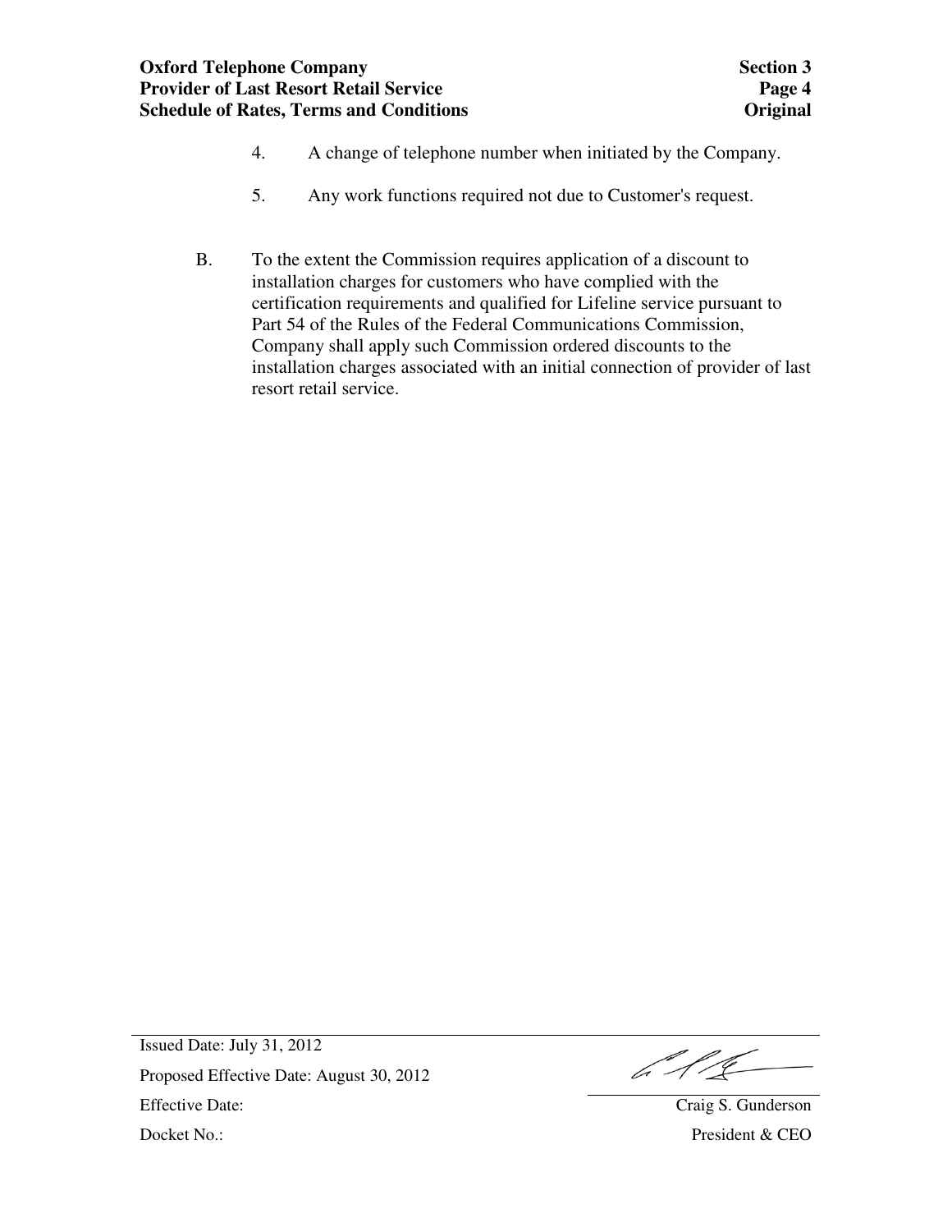4. A change of telephone number when initiated by the Company.

5. Any work functions required not due to Customer's request.

B. To the extent the Commission requires application of a discount to installation charges for customers who have complied with the certification requirements and qualified for Lifeline service pursuant to Part 54 of the Rules of the Federal Communications Commission, Company shall apply such Commission ordered discounts to the installation charges associated with an initial connection of provider of last resort retail service.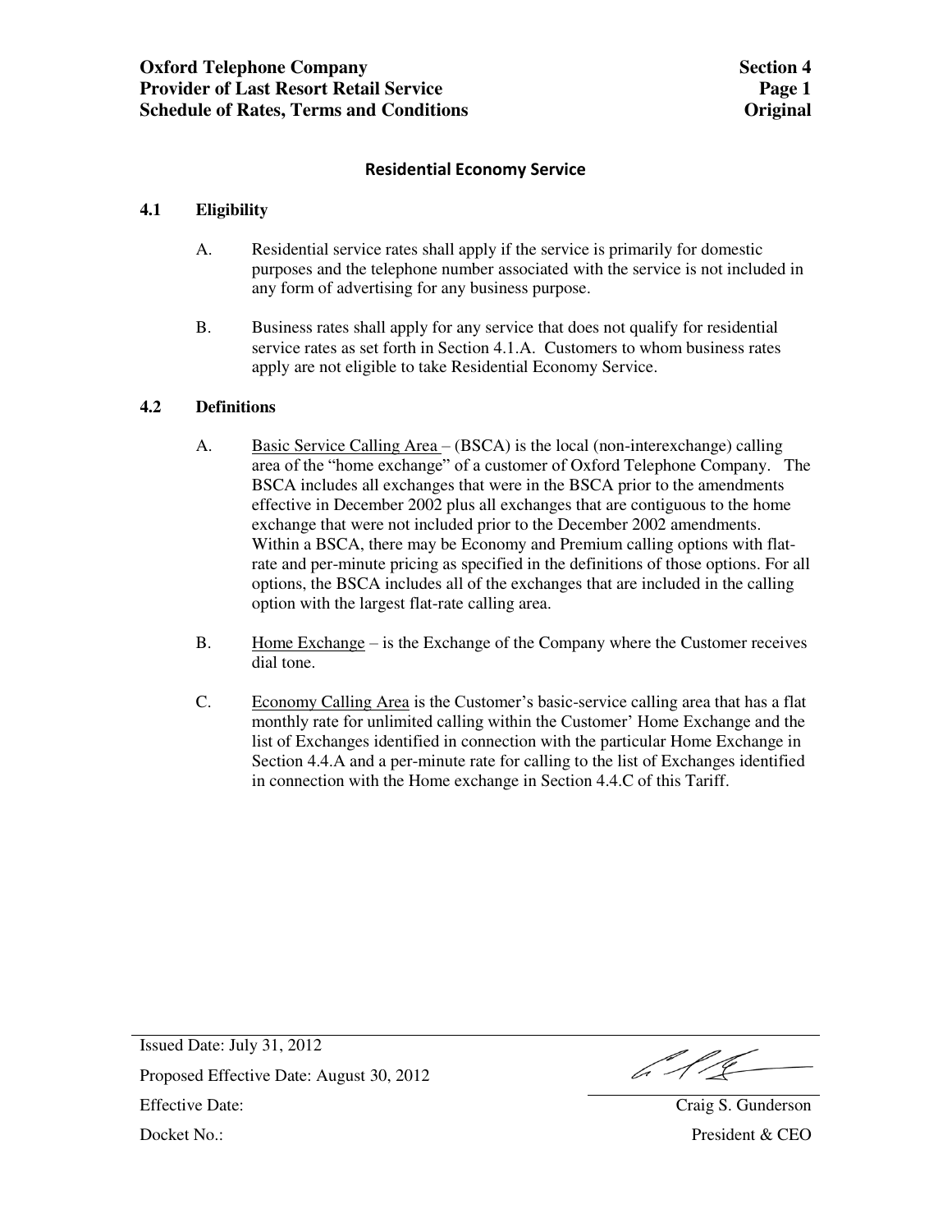## Residential Economy Service

### 4.1 Eligibility

A. Residential service rates shall apply if the service is primarily for domestic purposes and the telephone number associated with the service is not included in any form of advertising for any business purpose.

B. Business rates shall apply for any service that does not qualify for residential service rates as set forth in Section 4.1.A. Customers to whom business rates apply are not eligible to take Residential Economy Service.

### 4.2 Definitions

A. Basic Service Calling Area – (BSCA) is the local (non-interexchange) calling area of the "home exchange" of a customer of Oxford Telephone Company. The BSCA includes all exchanges that were in the BSCA prior to the amendments effective in December 2002 plus all exchanges that are contiguous to the home exchange that were not included prior to the December 2002 amendments. Within a BSCA, there may be Economy and Premium calling options with flat-rate and per-minute pricing as specified in the definitions of those options. For all options, the BSCA includes all of the exchanges that are included in the calling option with the largest flat-rate calling area.

B. Home Exchange – is the Exchange of the Company where the Customer receives dial tone.

C. Economy Calling Area is the Customer's basic-service calling area that has a flat monthly rate for unlimited calling within the Customer' Home Exchange and the list of Exchanges identified in connection with the particular Home Exchange in Section 4.4.A and a per-minute rate for calling to the list of Exchanges identified in connection with the Home exchange in Section 4.4.C of this Tariff.

Issued Date: July 31, 2012

Proposed Effective Date: August 30, 2012

Effective Date:

Docket No.:

Craig S. Gunderson
President & CEO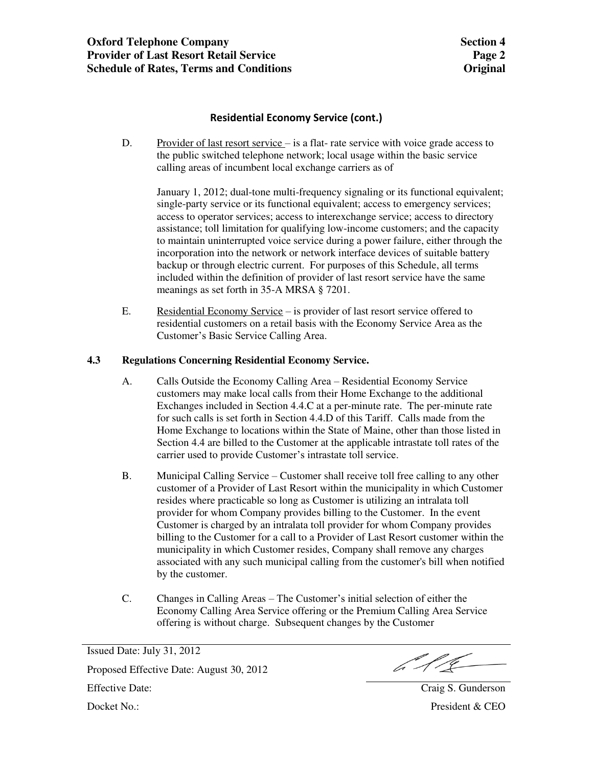## Residential Economy Service (cont.)

D. Provider of last resort service – is a flat- rate service with voice grade access to the public switched telephone network; local usage within the basic service calling areas of incumbent local exchange carriers as of

January 1, 2012; dual-tone multi-frequency signaling or its functional equivalent; single-party service or its functional equivalent; access to emergency services; access to operator services; access to interexchange service; access to directory assistance; toll limitation for qualifying low-income customers; and the capacity to maintain uninterrupted voice service during a power failure, either through the incorporation into the network or network interface devices of suitable battery backup or through electric current. For purposes of this Schedule, all terms included within the definition of provider of last resort service have the same meanings as set forth in 35-A MRSA § 7201.

E. Residential Economy Service – is provider of last resort service offered to residential customers on a retail basis with the Economy Service Area as the Customer's Basic Service Calling Area.

### 4.3 Regulations Concerning Residential Economy Service.

A. Calls Outside the Economy Calling Area – Residential Economy Service customers may make local calls from their Home Exchange to the additional Exchanges included in Section 4.4.C at a per-minute rate. The per-minute rate for such calls is set forth in Section 4.4.D of this Tariff. Calls made from the Home Exchange to locations within the State of Maine, other than those listed in Section 4.4 are billed to the Customer at the applicable intrastate toll rates of the carrier used to provide Customer's intrastate toll service.

B. Municipal Calling Service – Customer shall receive toll free calling to any other customer of a Provider of Last Resort within the municipality in which Customer resides where practicable so long as Customer is utilizing an intralata toll provider for whom Company provides billing to the Customer. In the event Customer is charged by an intralata toll provider for whom Company provides billing to the Customer for a call to a Provider of Last Resort customer within the municipality in which Customer resides, Company shall remove any charges associated with any such municipal calling from the customer's bill when notified by the customer.

C. Changes in Calling Areas – The Customer's initial selection of either the Economy Calling Area Service offering or the Premium Calling Area Service offering is without charge. Subsequent changes by the Customer

Issued Date: July 31, 2012

Proposed Effective Date: August 30, 2012

Effective Date:

Docket No.:

Craig S. Gunderson
President & CEO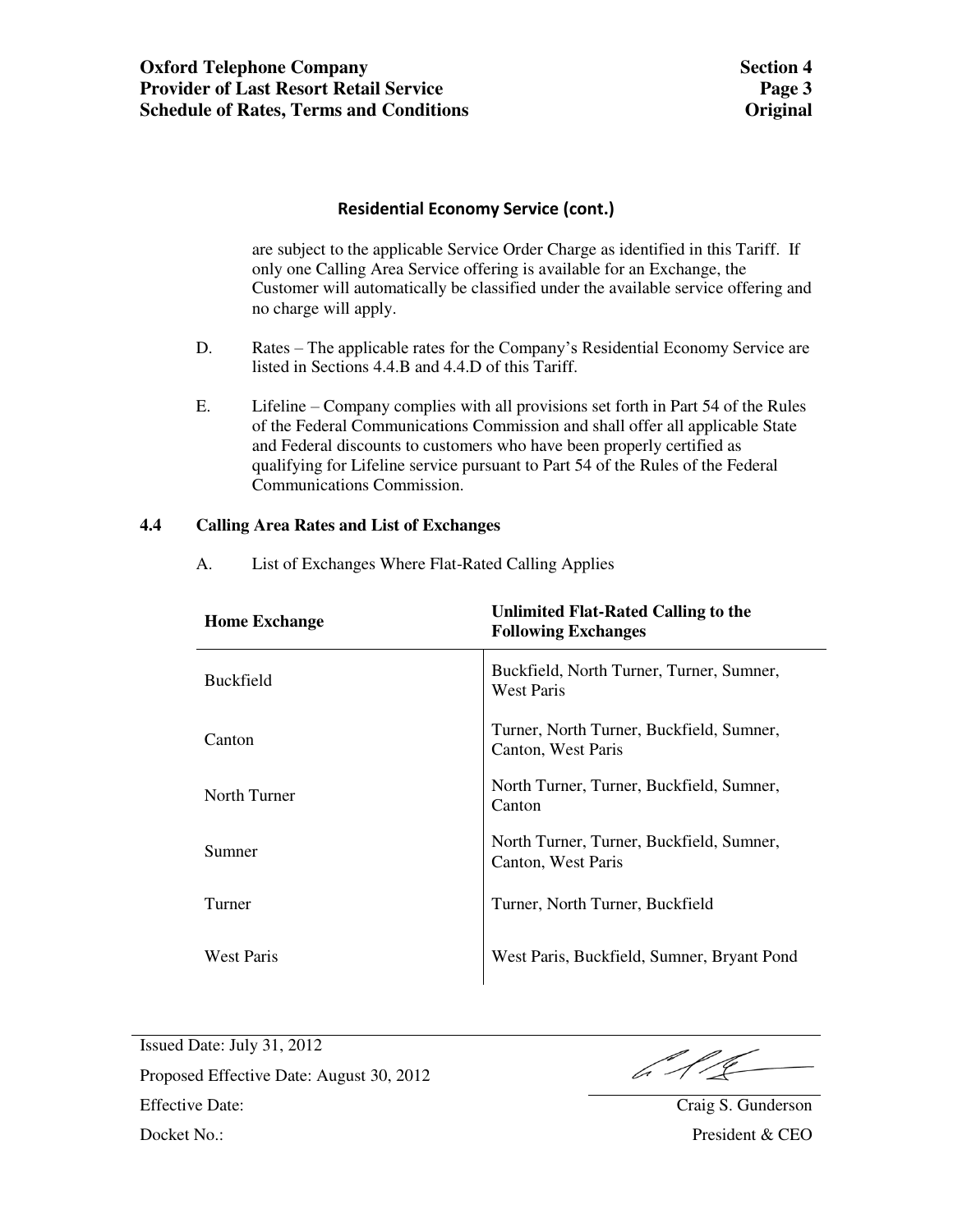## Residential Economy Service (cont.)

are subject to the applicable Service Order Charge as identified in this Tariff. If only one Calling Area Service offering is available for an Exchange, the Customer will automatically be classified under the available service offering and no charge will apply.

D. Rates – The applicable rates for the Company's Residential Economy Service are listed in Sections 4.4.B and 4.4.D of this Tariff.

E. Lifeline – Company complies with all provisions set forth in Part 54 of the Rules of the Federal Communications Commission and shall offer all applicable State and Federal discounts to customers who have been properly certified as qualifying for Lifeline service pursuant to Part 54 of the Rules of the Federal Communications Commission.

### 4.4 Calling Area Rates and List of Exchanges

A. List of Exchanges Where Flat-Rated Calling Applies

| Home Exchange | Unlimited Flat-Rated Calling to the Following Exchanges |
|---|---|
| Buckfield | Buckfield, North Turner, Turner, Sumner, West Paris |
| Canton | Turner, North Turner, Buckfield, Sumner, Canton, West Paris |
| North Turner | North Turner, Turner, Buckfield, Sumner, Canton |
| Sumner | North Turner, Turner, Buckfield, Sumner, Canton, West Paris |
| Turner | Turner, North Turner, Buckfield |
| West Paris | West Paris, Buckfield, Sumner, Bryant Pond |

Issued Date: July 31, 2012

Proposed Effective Date: August 30, 2012

Effective Date:

Docket No.:

Craig S. Gunderson
President & CEO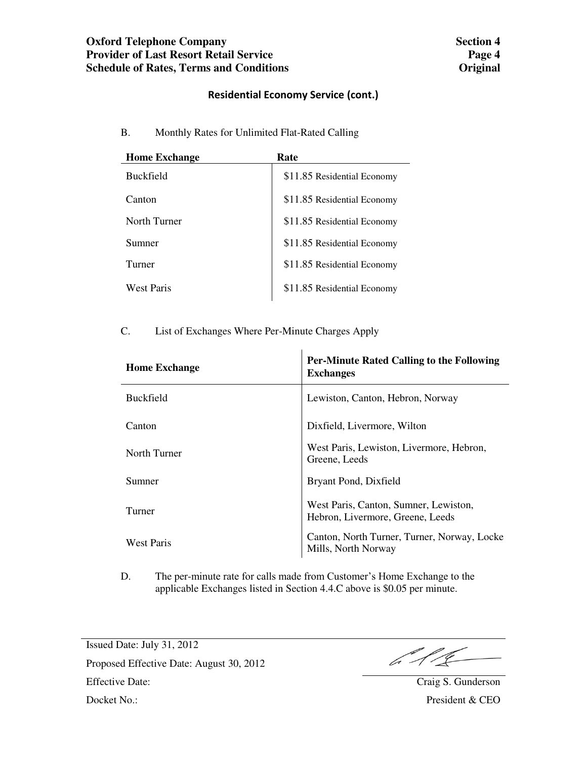## Residential Economy Service (cont.)

B. Monthly Rates for Unlimited Flat-Rated Calling

| Home Exchange | Rate |
|---|---|
| Buckfield | $11.85 Residential Economy |
| Canton | $11.85 Residential Economy |
| North Turner | $11.85 Residential Economy |
| Sumner | $11.85 Residential Economy |
| Turner | $11.85 Residential Economy |
| West Paris | $11.85 Residential Economy |

C. List of Exchanges Where Per-Minute Charges Apply

| Home Exchange | Per-Minute Rated Calling to the Following Exchanges |
|---|---|
| Buckfield | Lewiston, Canton, Hebron, Norway |
| Canton | Dixfield, Livermore, Wilton |
| North Turner | West Paris, Lewiston, Livermore, Hebron, Greene, Leeds |
| Sumner | Bryant Pond, Dixfield |
| Turner | West Paris, Canton, Sumner, Lewiston, Hebron, Livermore, Greene, Leeds |
| West Paris | Canton, North Turner, Turner, Norway, Locke Mills, North Norway |

D. The per-minute rate for calls made from Customer's Home Exchange to the applicable Exchanges listed in Section 4.4.C above is $0.05 per minute.

Issued Date: July 31, 2012

Proposed Effective Date: August 30, 2012

Effective Date:

Docket No.:

Craig S. Gunderson
President & CEO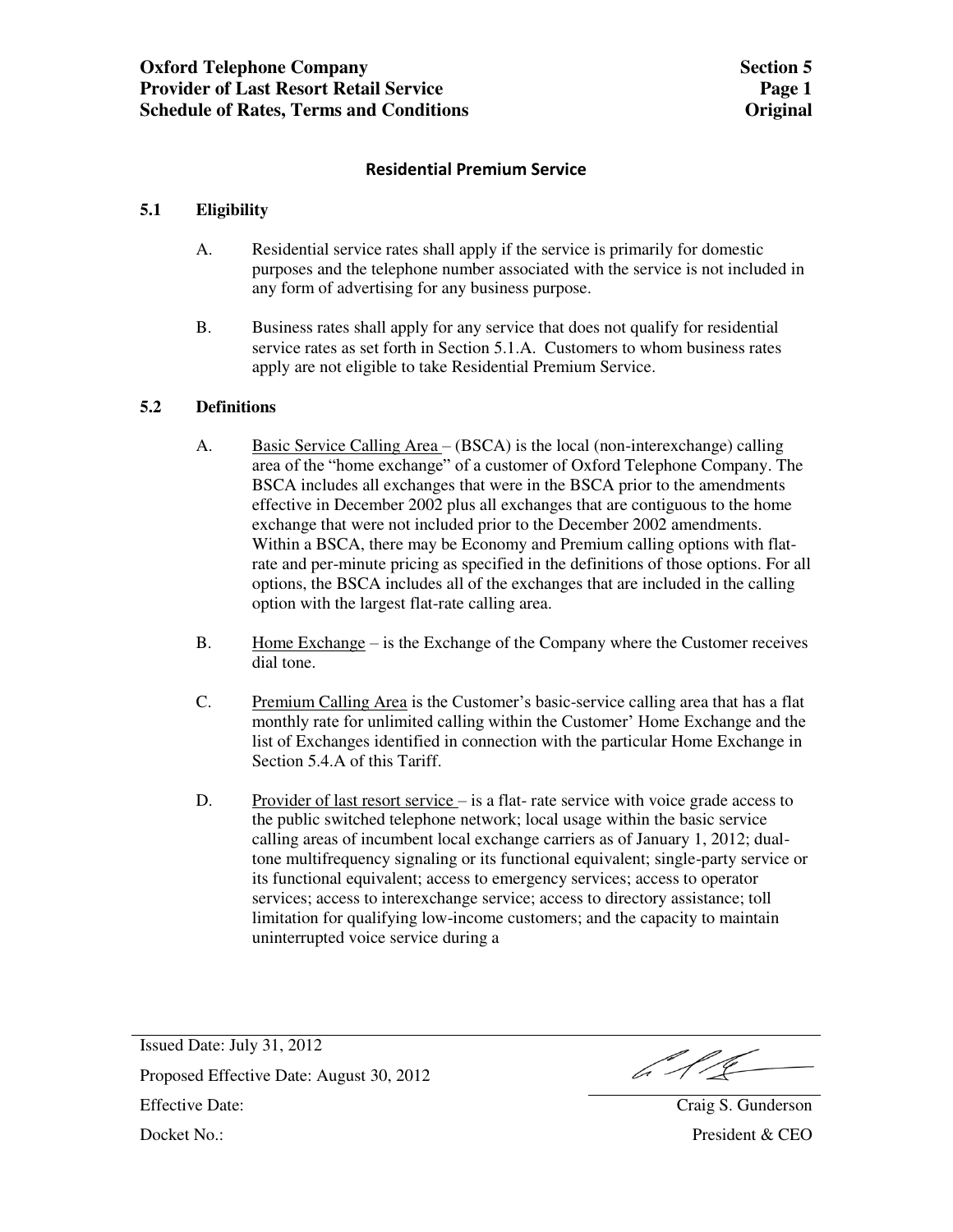## Residential Premium Service

### 5.1 Eligibility

A. Residential service rates shall apply if the service is primarily for domestic purposes and the telephone number associated with the service is not included in any form of advertising for any business purpose.

B. Business rates shall apply for any service that does not qualify for residential service rates as set forth in Section 5.1.A. Customers to whom business rates apply are not eligible to take Residential Premium Service.

### 5.2 Definitions

A. Basic Service Calling Area – (BSCA) is the local (non-interexchange) calling area of the "home exchange" of a customer of Oxford Telephone Company. The BSCA includes all exchanges that were in the BSCA prior to the amendments effective in December 2002 plus all exchanges that are contiguous to the home exchange that were not included prior to the December 2002 amendments. Within a BSCA, there may be Economy and Premium calling options with flat-rate and per-minute pricing as specified in the definitions of those options. For all options, the BSCA includes all of the exchanges that are included in the calling option with the largest flat-rate calling area.

B. Home Exchange – is the Exchange of the Company where the Customer receives dial tone.

C. Premium Calling Area is the Customer's basic-service calling area that has a flat monthly rate for unlimited calling within the Customer' Home Exchange and the list of Exchanges identified in connection with the particular Home Exchange in Section 5.4.A of this Tariff.

D. Provider of last resort service – is a flat- rate service with voice grade access to the public switched telephone network; local usage within the basic service calling areas of incumbent local exchange carriers as of January 1, 2012; dual-tone multifrequency signaling or its functional equivalent; single-party service or its functional equivalent; access to emergency services; access to operator services; access to interexchange service; access to directory assistance; toll limitation for qualifying low-income customers; and the capacity to maintain uninterrupted voice service during a

Issued Date: July 31, 2012

Proposed Effective Date: August 30, 2012

Effective Date:

Docket No.:

Craig S. Gunderson
President & CEO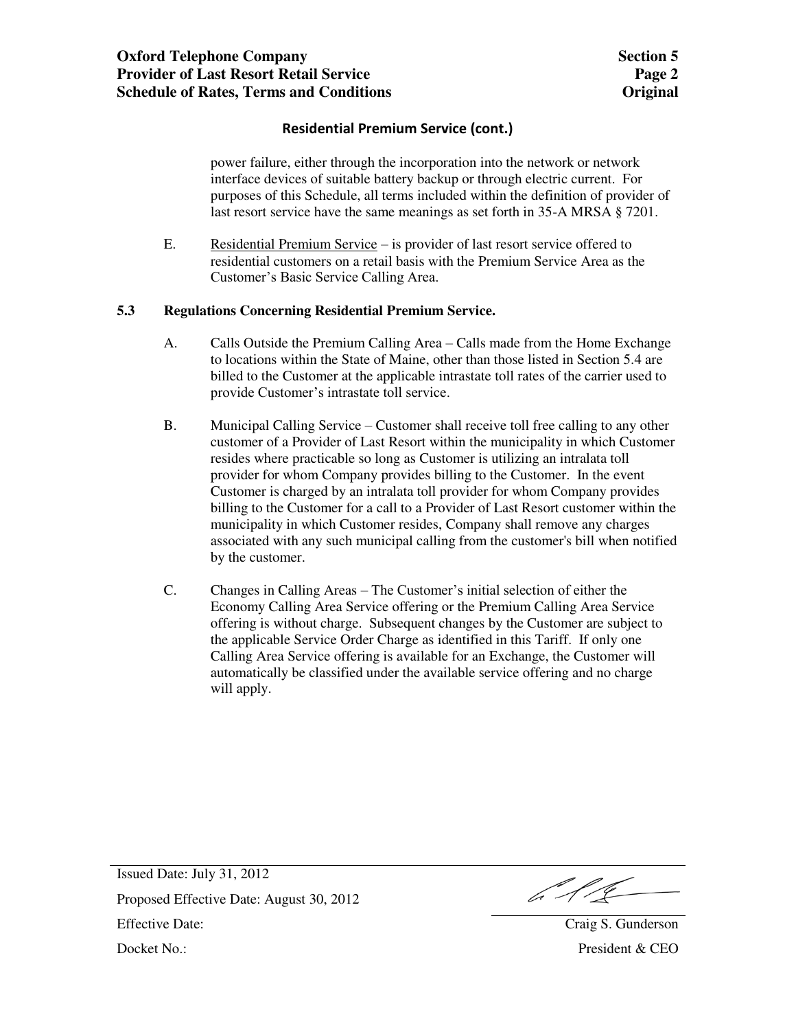## Residential Premium Service (cont.)

power failure, either through the incorporation into the network or network interface devices of suitable battery backup or through electric current. For purposes of this Schedule, all terms included within the definition of provider of last resort service have the same meanings as set forth in 35-A MRSA § 7201.

E. Residential Premium Service – is provider of last resort service offered to residential customers on a retail basis with the Premium Service Area as the Customer's Basic Service Calling Area.

### 5.3 Regulations Concerning Residential Premium Service.

A. Calls Outside the Premium Calling Area – Calls made from the Home Exchange to locations within the State of Maine, other than those listed in Section 5.4 are billed to the Customer at the applicable intrastate toll rates of the carrier used to provide Customer's intrastate toll service.

B. Municipal Calling Service – Customer shall receive toll free calling to any other customer of a Provider of Last Resort within the municipality in which Customer resides where practicable so long as Customer is utilizing an intralata toll provider for whom Company provides billing to the Customer. In the event Customer is charged by an intralata toll provider for whom Company provides billing to the Customer for a call to a Provider of Last Resort customer within the municipality in which Customer resides, Company shall remove any charges associated with any such municipal calling from the customer's bill when notified by the customer.

C. Changes in Calling Areas – The Customer's initial selection of either the Economy Calling Area Service offering or the Premium Calling Area Service offering is without charge. Subsequent changes by the Customer are subject to the applicable Service Order Charge as identified in this Tariff. If only one Calling Area Service offering is available for an Exchange, the Customer will automatically be classified under the available service offering and no charge will apply.

Issued Date: July 31, 2012

Proposed Effective Date: August 30, 2012

Effective Date:

Docket No.:

Craig S. Gunderson
President & CEO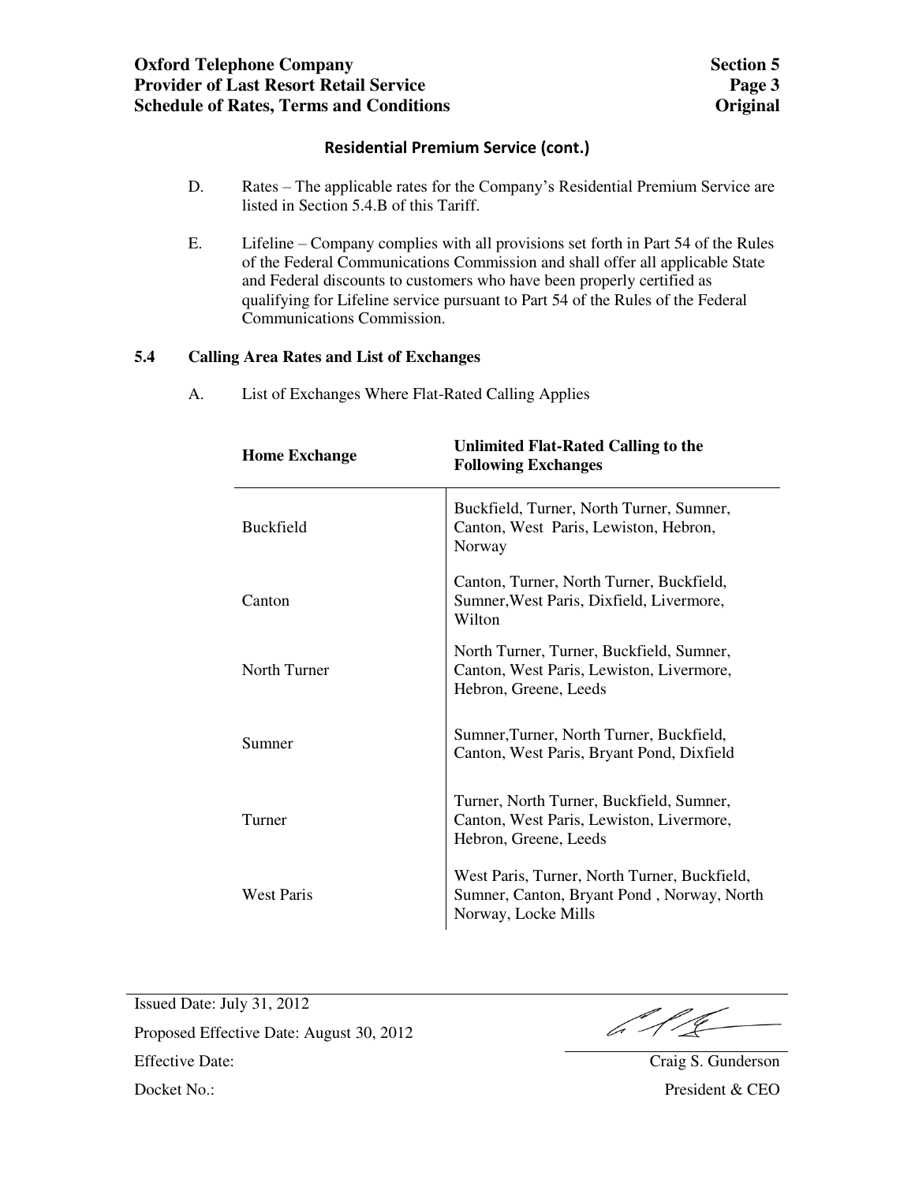## Residential Premium Service (cont.)

D. Rates – The applicable rates for the Company's Residential Premium Service are listed in Section 5.4.B of this Tariff.

E. Lifeline – Company complies with all provisions set forth in Part 54 of the Rules of the Federal Communications Commission and shall offer all applicable State and Federal discounts to customers who have been properly certified as qualifying for Lifeline service pursuant to Part 54 of the Rules of the Federal Communications Commission.

### 5.4 Calling Area Rates and List of Exchanges

A. List of Exchanges Where Flat-Rated Calling Applies

| Home Exchange | Unlimited Flat-Rated Calling to the Following Exchanges |
|---|---|
| Buckfield | Buckfield, Turner, North Turner, Sumner, Canton, West Paris, Lewiston, Hebron, Norway |
| Canton | Canton, Turner, North Turner, Buckfield, Sumner,West Paris, Dixfield, Livermore, Wilton |
| North Turner | North Turner, Turner, Buckfield, Sumner, Canton, West Paris, Lewiston, Livermore, Hebron, Greene, Leeds |
| Sumner | Sumner,Turner, North Turner, Buckfield, Canton, West Paris, Bryant Pond, Dixfield |
| Turner | Turner, North Turner, Buckfield, Sumner, Canton, West Paris, Lewiston, Livermore, Hebron, Greene, Leeds |
| West Paris | West Paris, Turner, North Turner, Buckfield, Sumner, Canton, Bryant Pond , Norway, North Norway, Locke Mills |

Issued Date: July 31, 2012

Proposed Effective Date: August 30, 2012

Effective Date:

Docket No.:

Craig S. Gunderson
President & CEO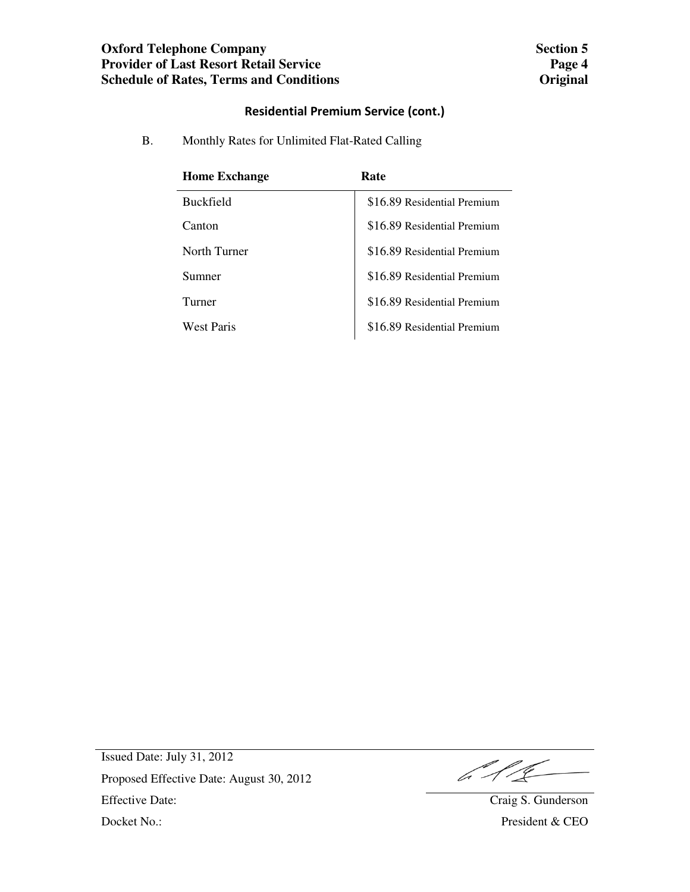## Residential Premium Service (cont.)

B. Monthly Rates for Unlimited Flat-Rated Calling

| Home Exchange | Rate |
|---|---|
| Buckfield | $16.89 Residential Premium |
| Canton | $16.89 Residential Premium |
| North Turner | $16.89 Residential Premium |
| Sumner | $16.89 Residential Premium |
| Turner | $16.89 Residential Premium |
| West Paris | $16.89 Residential Premium |

Issued Date: July 31, 2012

Proposed Effective Date: August 30, 2012

Effective Date:

Docket No.:

Craig S. Gunderson
President & CEO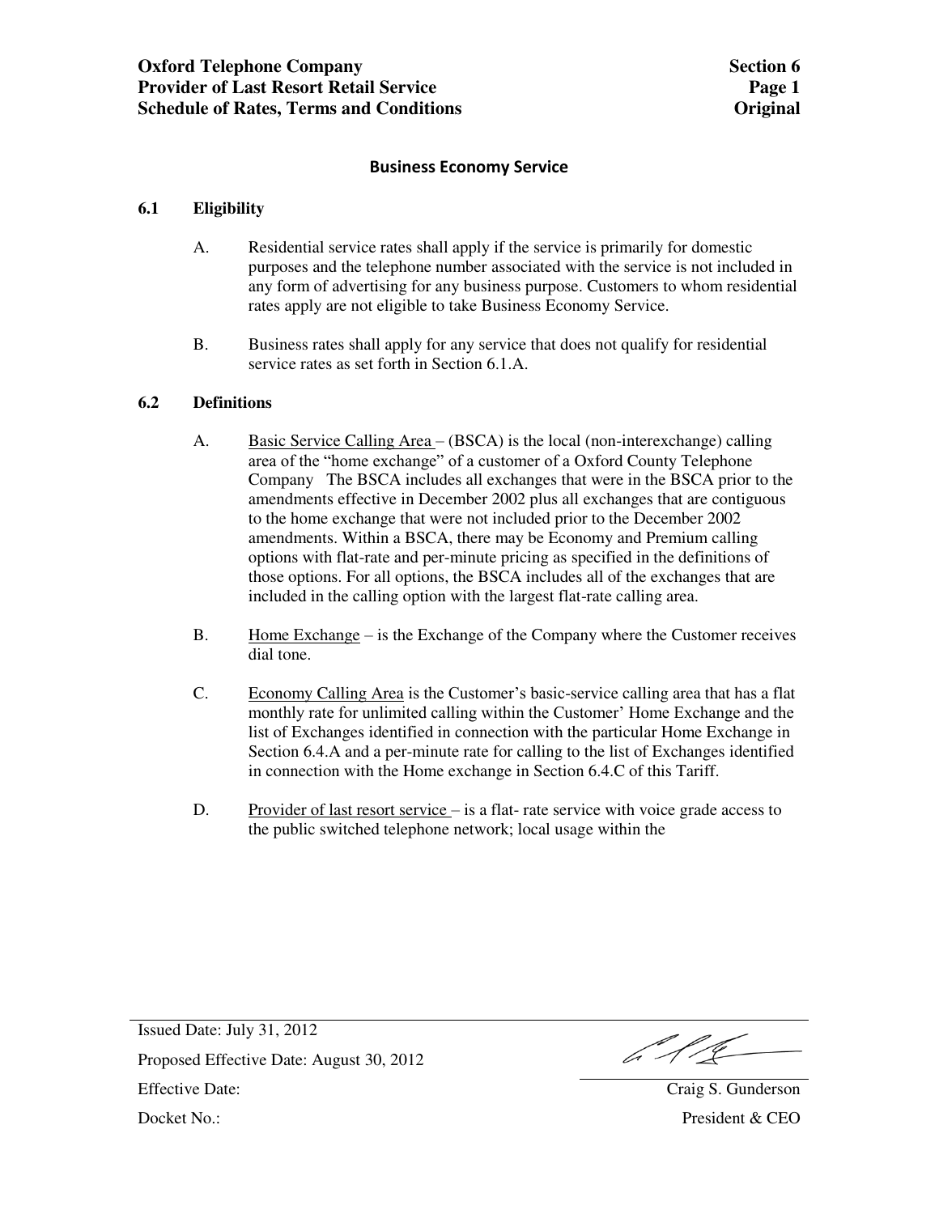## Business Economy Service

### 6.1 Eligibility

A. Residential service rates shall apply if the service is primarily for domestic purposes and the telephone number associated with the service is not included in any form of advertising for any business purpose. Customers to whom residential rates apply are not eligible to take Business Economy Service.

B. Business rates shall apply for any service that does not qualify for residential service rates as set forth in Section 6.1.A.

### 6.2 Definitions

A. Basic Service Calling Area – (BSCA) is the local (non-interexchange) calling area of the "home exchange" of a customer of a Oxford County Telephone Company The BSCA includes all exchanges that were in the BSCA prior to the amendments effective in December 2002 plus all exchanges that are contiguous to the home exchange that were not included prior to the December 2002 amendments. Within a BSCA, there may be Economy and Premium calling options with flat-rate and per-minute pricing as specified in the definitions of those options. For all options, the BSCA includes all of the exchanges that are included in the calling option with the largest flat-rate calling area.

B. Home Exchange – is the Exchange of the Company where the Customer receives dial tone.

C. Economy Calling Area is the Customer's basic-service calling area that has a flat monthly rate for unlimited calling within the Customer' Home Exchange and the list of Exchanges identified in connection with the particular Home Exchange in Section 6.4.A and a per-minute rate for calling to the list of Exchanges identified in connection with the Home exchange in Section 6.4.C of this Tariff.

D. Provider of last resort service – is a flat- rate service with voice grade access to the public switched telephone network; local usage within the

Issued Date: July 31, 2012

Proposed Effective Date: August 30, 2012

Effective Date:

Docket No.:

Craig S. Gunderson
President & CEO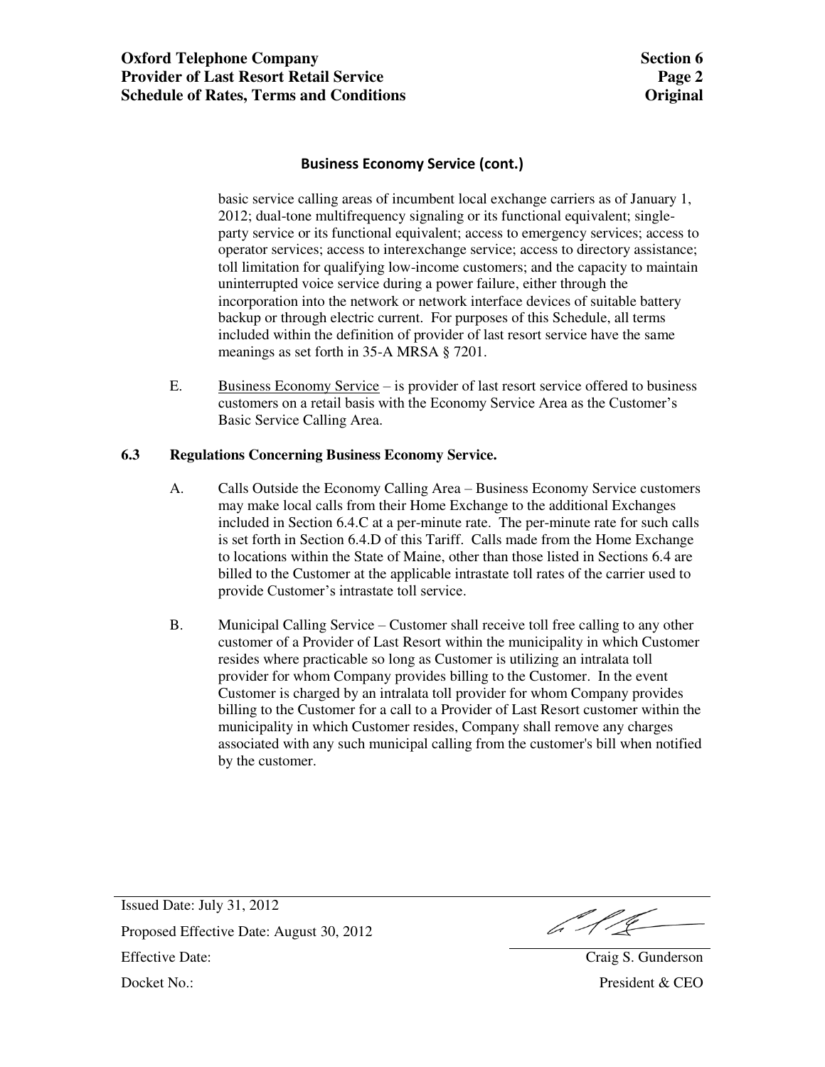## Business Economy Service (cont.)

basic service calling areas of incumbent local exchange carriers as of January 1, 2012; dual-tone multifrequency signaling or its functional equivalent; single-party service or its functional equivalent; access to emergency services; access to operator services; access to interexchange service; access to directory assistance; toll limitation for qualifying low-income customers; and the capacity to maintain uninterrupted voice service during a power failure, either through the incorporation into the network or network interface devices of suitable battery backup or through electric current. For purposes of this Schedule, all terms included within the definition of provider of last resort service have the same meanings as set forth in 35-A MRSA § 7201.

E. Business Economy Service – is provider of last resort service offered to business customers on a retail basis with the Economy Service Area as the Customer's Basic Service Calling Area.

### 6.3 Regulations Concerning Business Economy Service.

A. Calls Outside the Economy Calling Area – Business Economy Service customers may make local calls from their Home Exchange to the additional Exchanges included in Section 6.4.C at a per-minute rate. The per-minute rate for such calls is set forth in Section 6.4.D of this Tariff. Calls made from the Home Exchange to locations within the State of Maine, other than those listed in Sections 6.4 are billed to the Customer at the applicable intrastate toll rates of the carrier used to provide Customer's intrastate toll service.

B. Municipal Calling Service – Customer shall receive toll free calling to any other customer of a Provider of Last Resort within the municipality in which Customer resides where practicable so long as Customer is utilizing an intralata toll provider for whom Company provides billing to the Customer. In the event Customer is charged by an intralata toll provider for whom Company provides billing to the Customer for a call to a Provider of Last Resort customer within the municipality in which Customer resides, Company shall remove any charges associated with any such municipal calling from the customer's bill when notified by the customer.

Issued Date: July 31, 2012

Proposed Effective Date: August 30, 2012

Effective Date:

Docket No.:

Craig S. Gunderson
President & CEO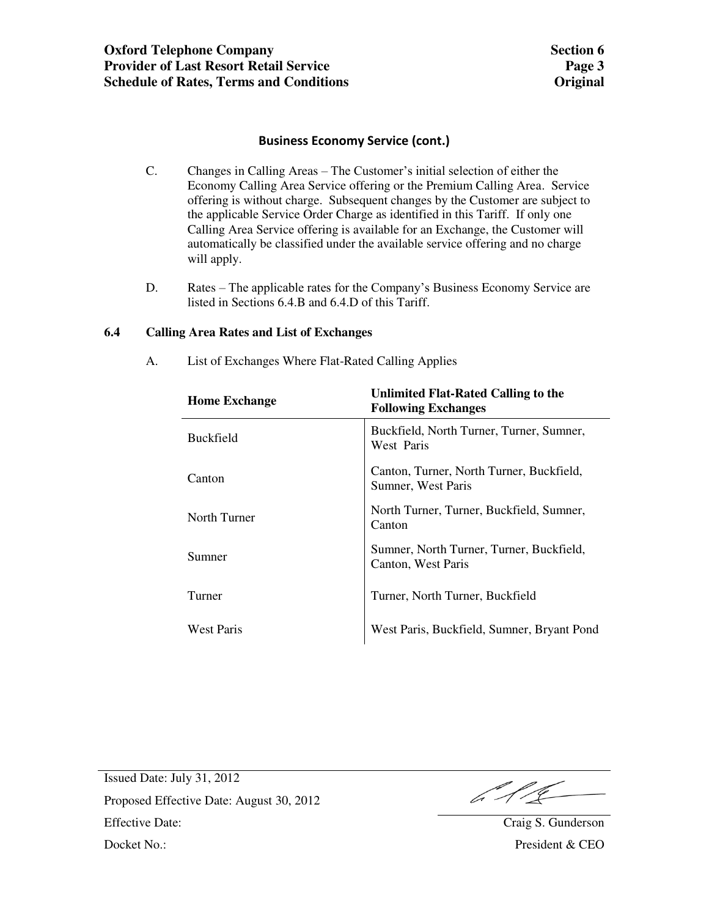## Business Economy Service (cont.)

C. Changes in Calling Areas – The Customer's initial selection of either the Economy Calling Area Service offering or the Premium Calling Area. Service offering is without charge. Subsequent changes by the Customer are subject to the applicable Service Order Charge as identified in this Tariff. If only one Calling Area Service offering is available for an Exchange, the Customer will automatically be classified under the available service offering and no charge will apply.

D. Rates – The applicable rates for the Company's Business Economy Service are listed in Sections 6.4.B and 6.4.D of this Tariff.

### 6.4 Calling Area Rates and List of Exchanges

A. List of Exchanges Where Flat-Rated Calling Applies

| Home Exchange | Unlimited Flat-Rated Calling to the Following Exchanges |
|---|---|
| Buckfield | Buckfield, North Turner, Turner, Sumner, West Paris |
| Canton | Canton, Turner, North Turner, Buckfield, Sumner, West Paris |
| North Turner | North Turner, Turner, Buckfield, Sumner, Canton |
| Sumner | Sumner, North Turner, Turner, Buckfield, Canton, West Paris |
| Turner | Turner, North Turner, Buckfield |
| West Paris | West Paris, Buckfield, Sumner, Bryant Pond |

Issued Date: July 31, 2012
Proposed Effective Date: August 30, 2012
Effective Date:
Docket No.:

Craig S. Gunderson
President & CEO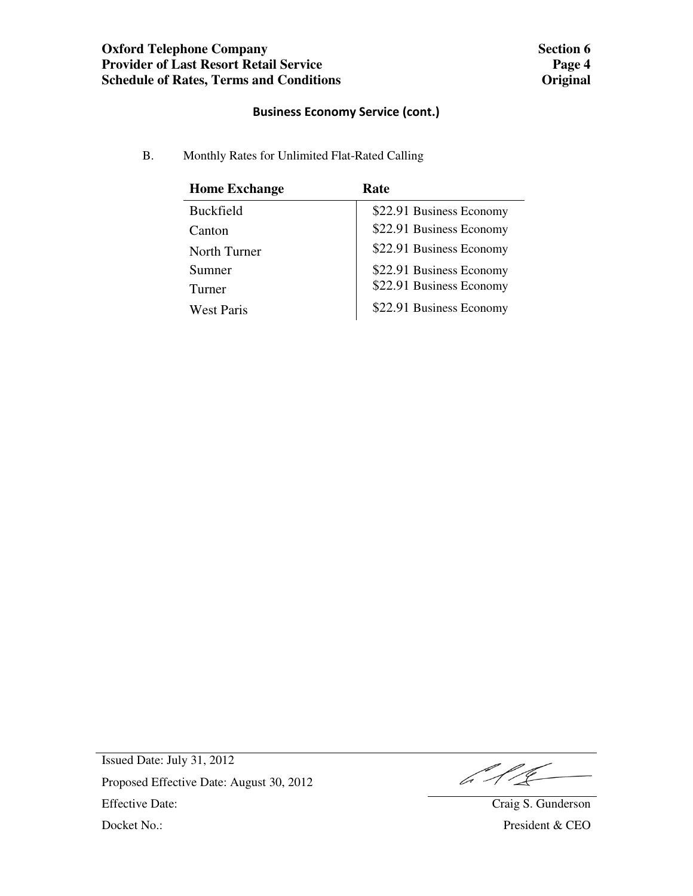## Business Economy Service (cont.)

B. Monthly Rates for Unlimited Flat-Rated Calling

| Home Exchange | Rate |
|---|---|
| Buckfield | $22.91 Business Economy |
| Canton | $22.91 Business Economy |
| North Turner | $22.91 Business Economy |
| Sumner | $22.91 Business Economy |
| Turner | $22.91 Business Economy |
| West Paris | $22.91 Business Economy |

Issued Date: July 31, 2012

Proposed Effective Date: August 30, 2012

Effective Date:

Docket No.:

Craig S. Gunderson
President & CEO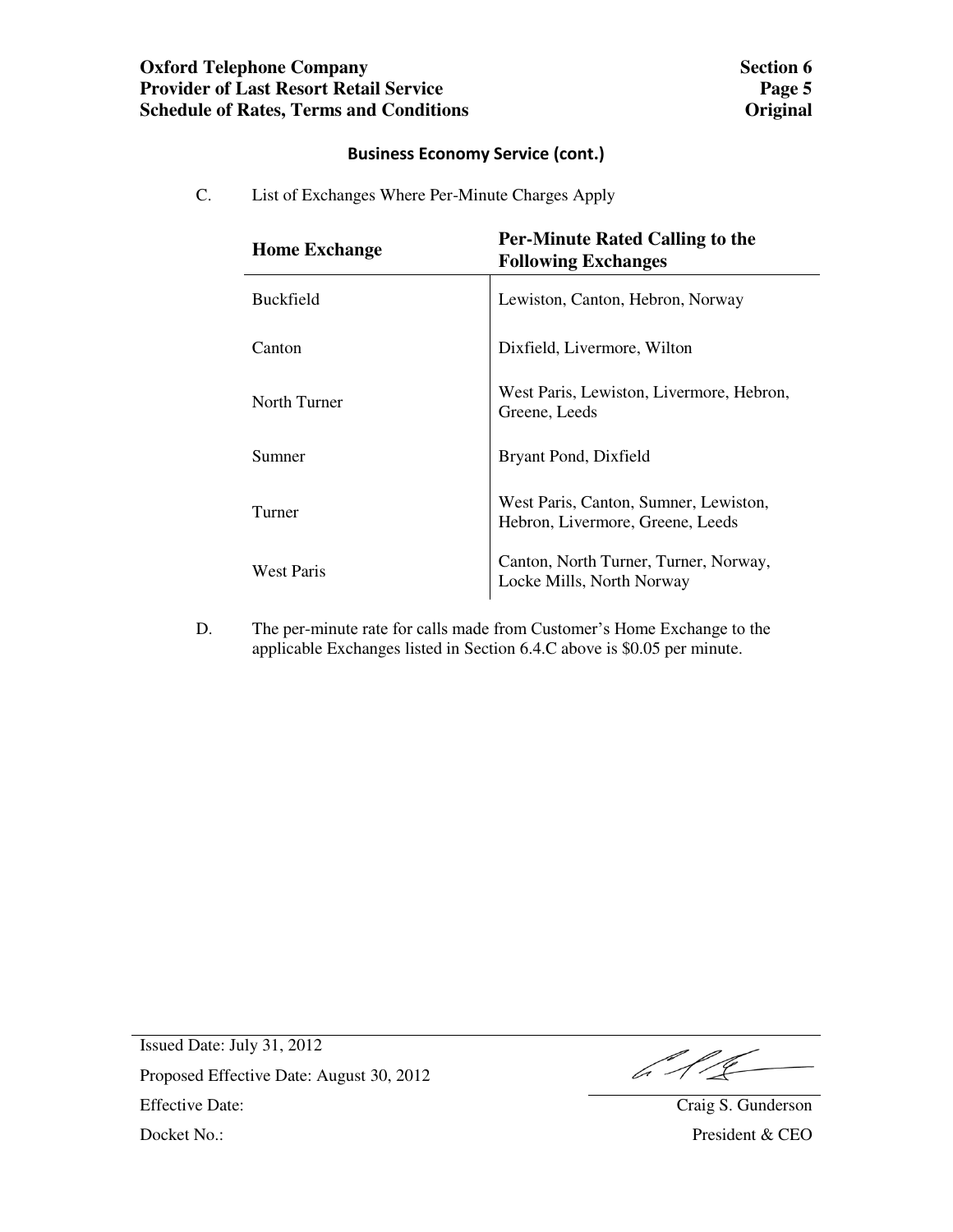## Business Economy Service (cont.)

C. List of Exchanges Where Per-Minute Charges Apply

| Home Exchange | Per-Minute Rated Calling to the Following Exchanges |
|---|---|
| Buckfield | Lewiston, Canton, Hebron, Norway |
| Canton | Dixfield, Livermore, Wilton |
| North Turner | West Paris, Lewiston, Livermore, Hebron, Greene, Leeds |
| Sumner | Bryant Pond, Dixfield |
| Turner | West Paris, Canton, Sumner, Lewiston, Hebron, Livermore, Greene, Leeds |
| West Paris | Canton, North Turner, Turner, Norway, Locke Mills, North Norway |

D. The per-minute rate for calls made from Customer's Home Exchange to the applicable Exchanges listed in Section 6.4.C above is $0.05 per minute.

Issued Date: July 31, 2012
Proposed Effective Date: August 30, 2012
Effective Date:
Docket No.:

Craig S. Gunderson
President & CEO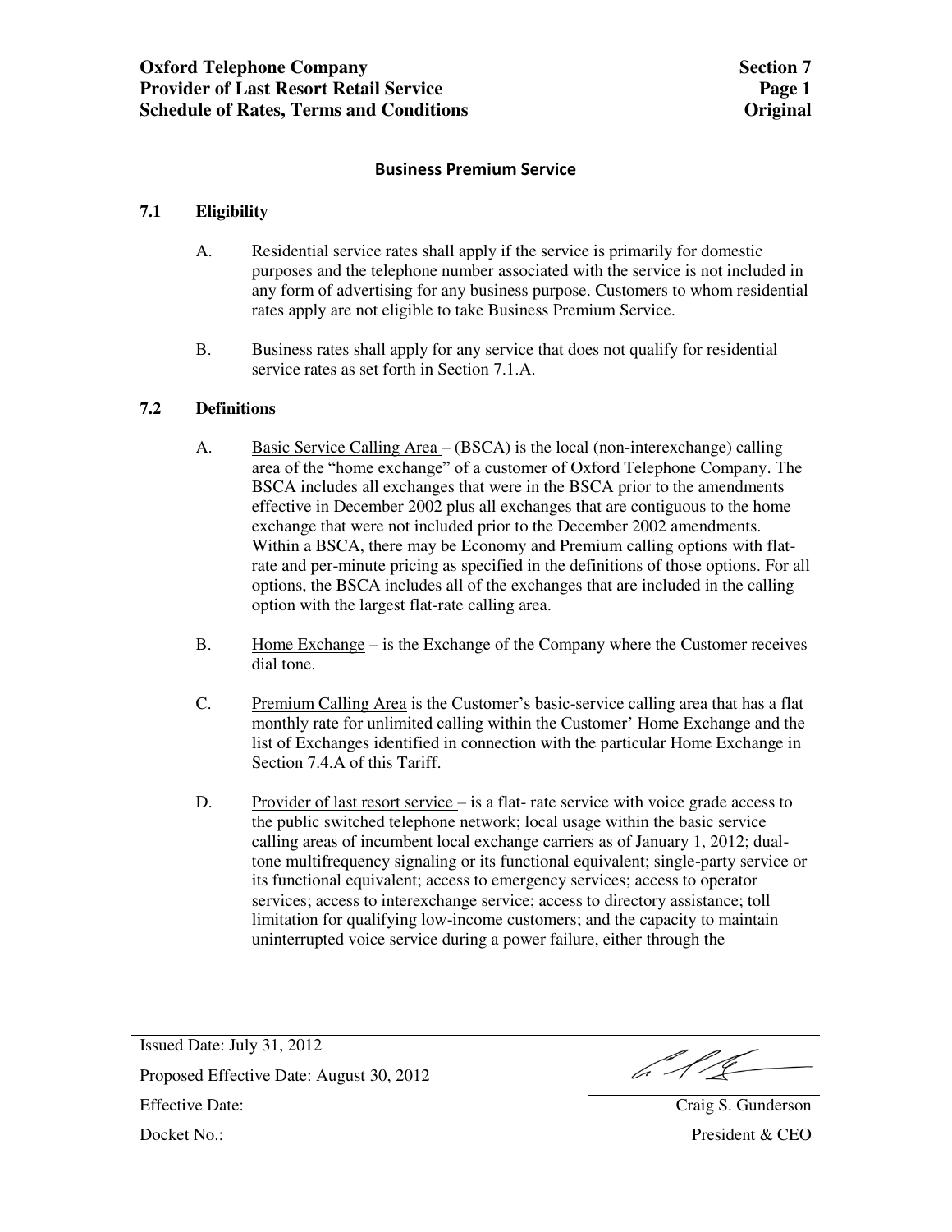## Business Premium Service

### 7.1 Eligibility

A. Residential service rates shall apply if the service is primarily for domestic purposes and the telephone number associated with the service is not included in any form of advertising for any business purpose. Customers to whom residential rates apply are not eligible to take Business Premium Service.

B. Business rates shall apply for any service that does not qualify for residential service rates as set forth in Section 7.1.A.

### 7.2 Definitions

A. Basic Service Calling Area – (BSCA) is the local (non-interexchange) calling area of the "home exchange" of a customer of Oxford Telephone Company. The BSCA includes all exchanges that were in the BSCA prior to the amendments effective in December 2002 plus all exchanges that are contiguous to the home exchange that were not included prior to the December 2002 amendments. Within a BSCA, there may be Economy and Premium calling options with flat-rate and per-minute pricing as specified in the definitions of those options. For all options, the BSCA includes all of the exchanges that are included in the calling option with the largest flat-rate calling area.

B. Home Exchange – is the Exchange of the Company where the Customer receives dial tone.

C. Premium Calling Area is the Customer's basic-service calling area that has a flat monthly rate for unlimited calling within the Customer' Home Exchange and the list of Exchanges identified in connection with the particular Home Exchange in Section 7.4.A of this Tariff.

D. Provider of last resort service – is a flat- rate service with voice grade access to the public switched telephone network; local usage within the basic service calling areas of incumbent local exchange carriers as of January 1, 2012; dual-tone multifrequency signaling or its functional equivalent; single-party service or its functional equivalent; access to emergency services; access to operator services; access to interexchange service; access to directory assistance; toll limitation for qualifying low-income customers; and the capacity to maintain uninterrupted voice service during a power failure, either through the

Issued Date: July 31, 2012

Proposed Effective Date: August 30, 2012

Effective Date:

Docket No.:

Craig S. Gunderson
President & CEO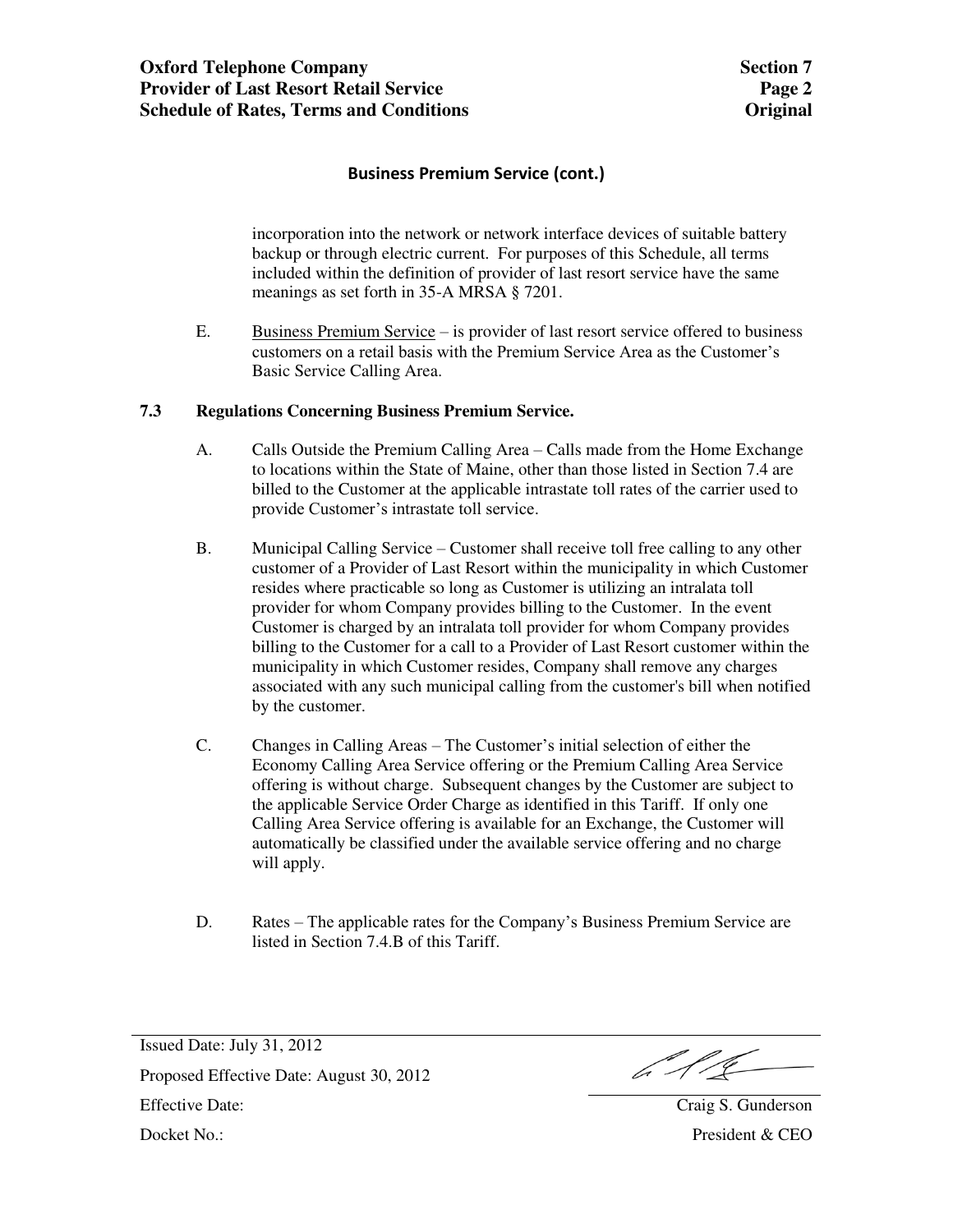## Business Premium Service (cont.)

incorporation into the network or network interface devices of suitable battery backup or through electric current. For purposes of this Schedule, all terms included within the definition of provider of last resort service have the same meanings as set forth in 35-A MRSA § 7201.

E. Business Premium Service – is provider of last resort service offered to business customers on a retail basis with the Premium Service Area as the Customer's Basic Service Calling Area.

### 7.3 Regulations Concerning Business Premium Service.

A. Calls Outside the Premium Calling Area – Calls made from the Home Exchange to locations within the State of Maine, other than those listed in Section 7.4 are billed to the Customer at the applicable intrastate toll rates of the carrier used to provide Customer's intrastate toll service.

B. Municipal Calling Service – Customer shall receive toll free calling to any other customer of a Provider of Last Resort within the municipality in which Customer resides where practicable so long as Customer is utilizing an intralata toll provider for whom Company provides billing to the Customer. In the event Customer is charged by an intralata toll provider for whom Company provides billing to the Customer for a call to a Provider of Last Resort customer within the municipality in which Customer resides, Company shall remove any charges associated with any such municipal calling from the customer's bill when notified by the customer.

C. Changes in Calling Areas – The Customer's initial selection of either the Economy Calling Area Service offering or the Premium Calling Area Service offering is without charge. Subsequent changes by the Customer are subject to the applicable Service Order Charge as identified in this Tariff. If only one Calling Area Service offering is available for an Exchange, the Customer will automatically be classified under the available service offering and no charge will apply.

D. Rates – The applicable rates for the Company's Business Premium Service are listed in Section 7.4.B of this Tariff.

Issued Date: July 31, 2012

Proposed Effective Date: August 30, 2012

Effective Date:

Docket No.:

Craig S. Gunderson
President & CEO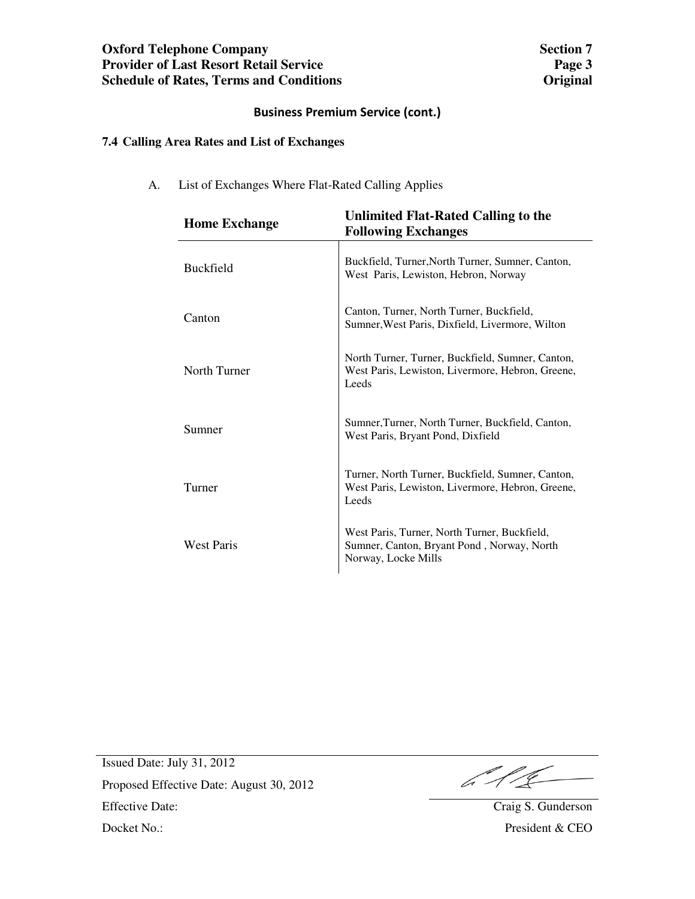**Oxford Telephone Company**
**Provider of Last Resort Retail Service**
**Schedule of Rates, Terms and Conditions**

**Section 7**
**Page 3**
**Original**

## Business Premium Service (cont.)

### 7.4 Calling Area Rates and List of Exchanges

A. List of Exchanges Where Flat-Rated Calling Applies

| Home Exchange | Unlimited Flat-Rated Calling to the Following Exchanges |
|---|---|
| Buckfield | Buckfield, Turner,North Turner, Sumner, Canton, West Paris, Lewiston, Hebron, Norway |
| Canton | Canton, Turner, North Turner, Buckfield, Sumner,West Paris, Dixfield, Livermore, Wilton |
| North Turner | North Turner, Turner, Buckfield, Sumner, Canton, West Paris, Lewiston, Livermore, Hebron, Greene, Leeds |
| Sumner | Sumner,Turner, North Turner, Buckfield, Canton, West Paris, Bryant Pond, Dixfield |
| Turner | Turner, North Turner, Buckfield, Sumner, Canton, West Paris, Lewiston, Livermore, Hebron, Greene, Leeds |
| West Paris | West Paris, Turner, North Turner, Buckfield, Sumner, Canton, Bryant Pond , Norway, North Norway, Locke Mills |

Issued Date: July 31, 2012
Proposed Effective Date: August 30, 2012
Effective Date:
Docket No.:

Craig S. Gunderson
President & CEO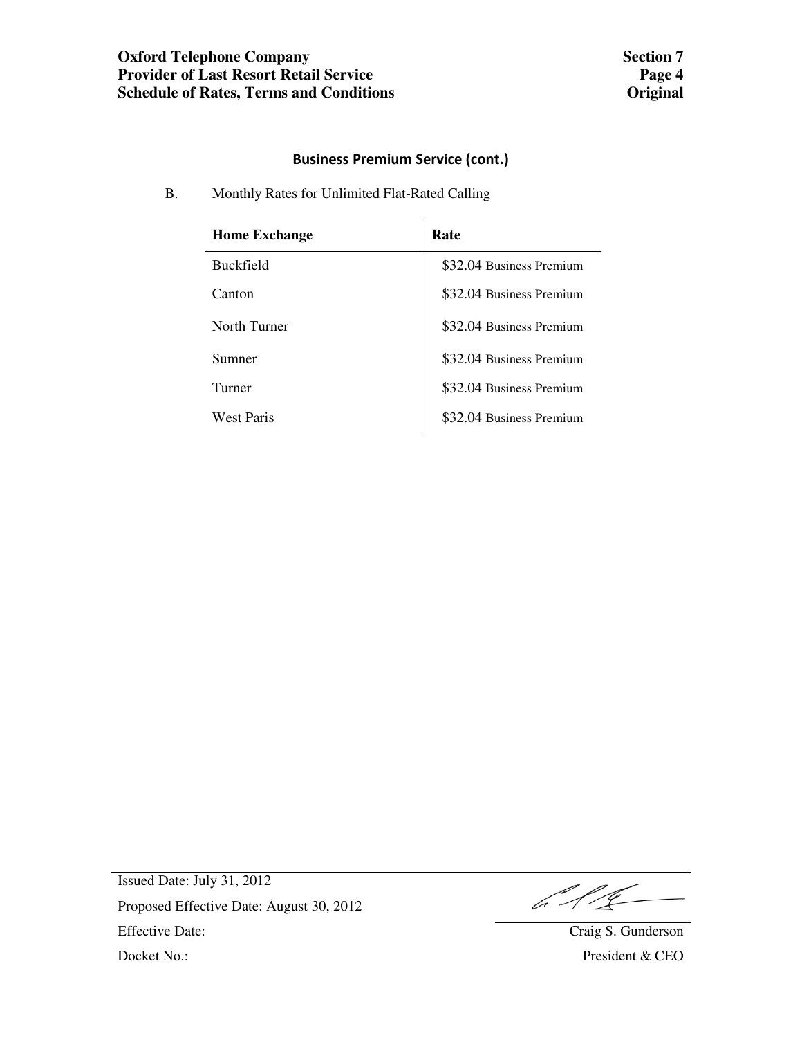## Business Premium Service (cont.)

B. Monthly Rates for Unlimited Flat-Rated Calling

| Home Exchange | Rate |
|---|---|
| Buckfield | $32.04 Business Premium |
| Canton | $32.04 Business Premium |
| North Turner | $32.04 Business Premium |
| Sumner | $32.04 Business Premium |
| Turner | $32.04 Business Premium |
| West Paris | $32.04 Business Premium |

Issued Date: July 31, 2012

Proposed Effective Date: August 30, 2012

Effective Date:

Docket No.:

Craig S. Gunderson
President & CEO